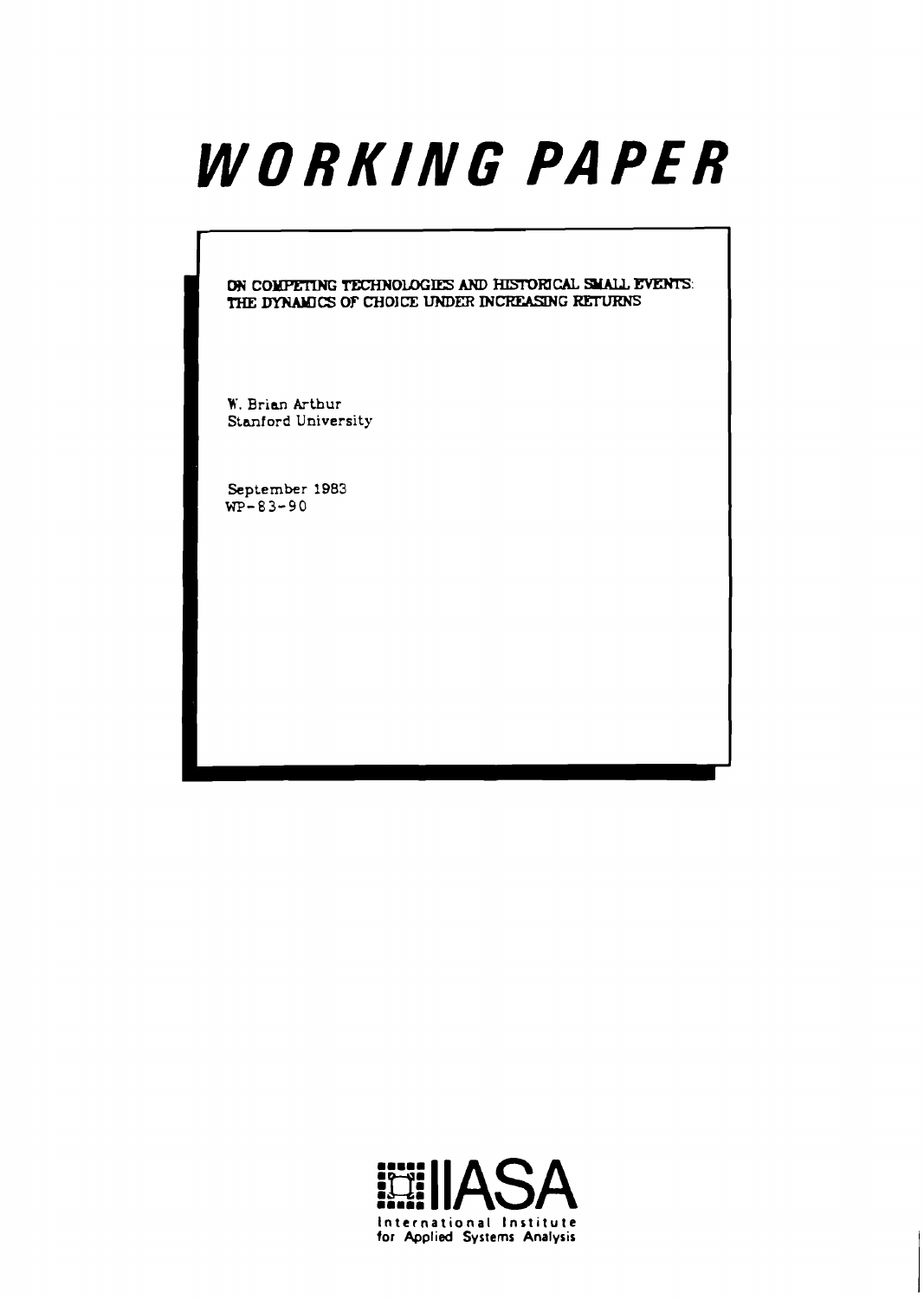# WORKING PAPER

**ON COMPETING TECHNOLOGIES AND HISTORICAL SMALL EVENTS: THE DYNAMICS OF CHOICE UNDER INCREASING RETURNS**

W. Brian Arthur
Stanford University

September 1983
WP-83-90

IIASA
International Institute for Applied Systems Analysis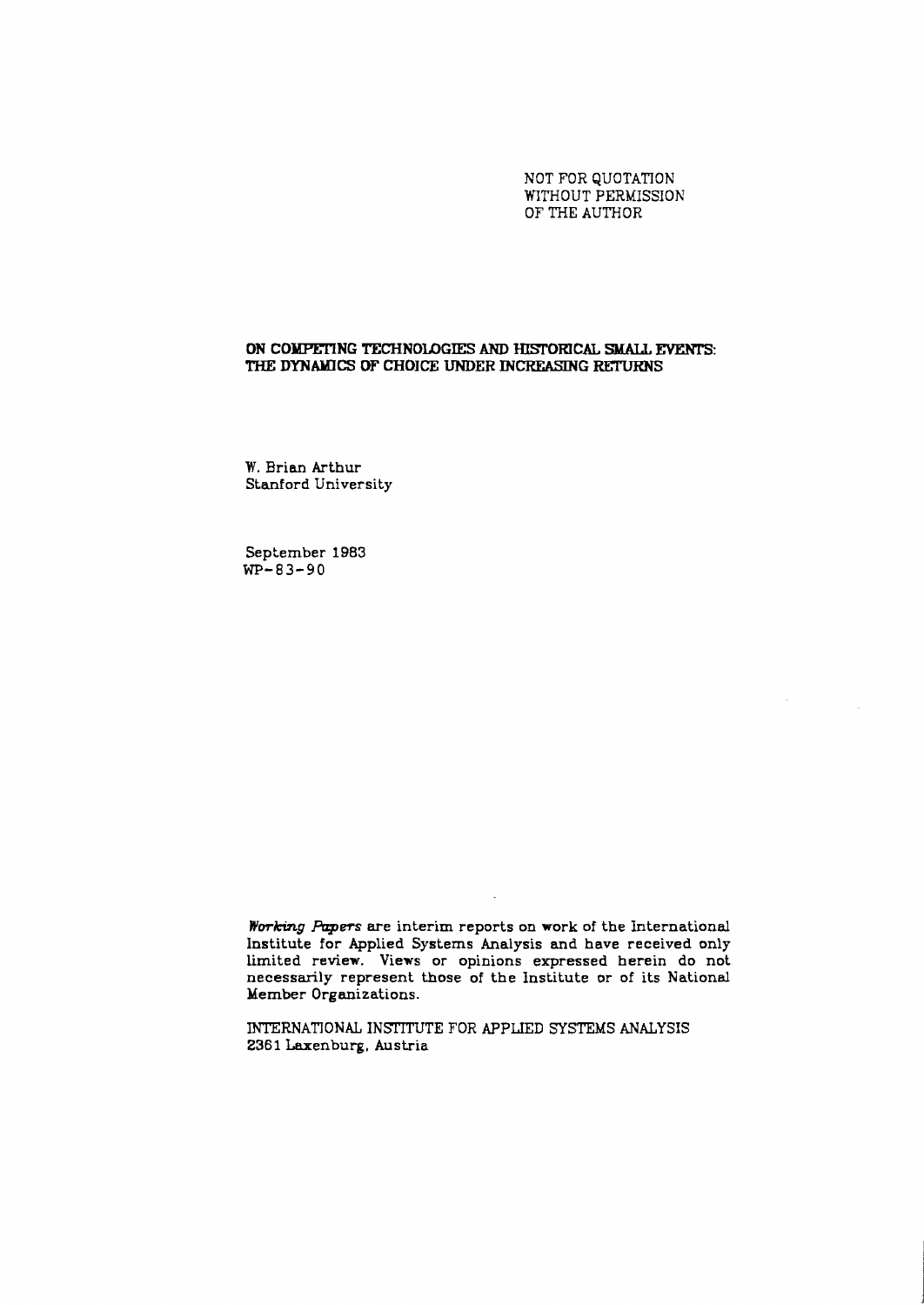NOT FOR QUOTATION
WITHOUT PERMISSION
OF THE AUTHOR

# ON COMPETING TECHNOLOGIES AND HISTORICAL SMALL EVENTS: THE DYNAMICS OF CHOICE UNDER INCREASING RETURNS

W. Brian Arthur
Stanford University

September 1983
WP-83-90

*Working Papers* are interim reports on work of the International Institute for Applied Systems Analysis and have received only limited review. Views or opinions expressed herein do not necessarily represent those of the Institute or of its National Member Organizations.

INTERNATIONAL INSTITUTE FOR APPLIED SYSTEMS ANALYSIS
2361 Laxenburg, Austria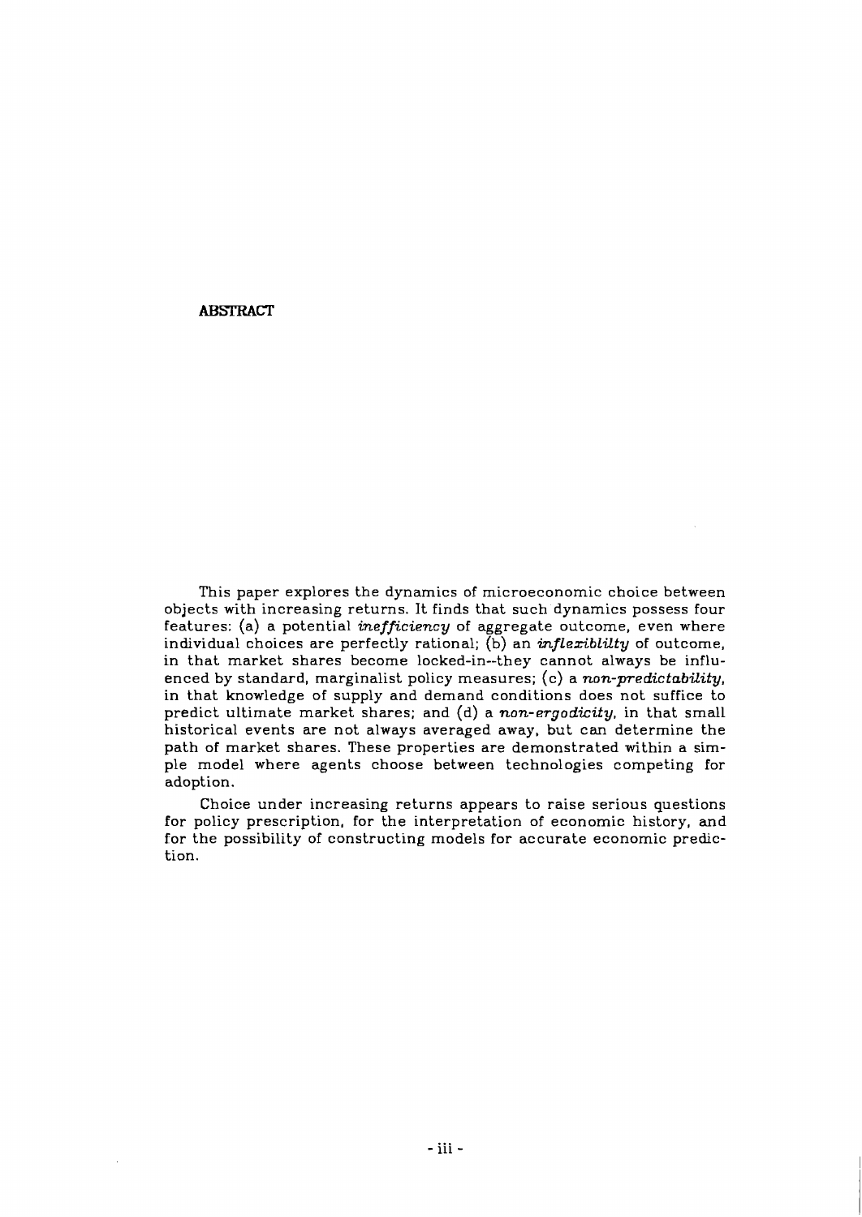**ABSTRACT**

This paper explores the dynamics of microeconomic choice between objects with increasing returns. It finds that such dynamics possess four features: (a) a potential *inefficiency* of aggregate outcome, even where individual choices are perfectly rational; (b) an *inflexiblilty* of outcome, in that market shares become locked-in--they cannot always be influenced by standard, marginalist policy measures; (c) a *non-predictability*, in that knowledge of supply and demand conditions does not suffice to predict ultimate market shares; and (d) a *non-ergodicity*, in that small historical events are not always averaged away, but can determine the path of market shares. These properties are demonstrated within a simple model where agents choose between technologies competing for adoption.

Choice under increasing returns appears to raise serious questions for policy prescription, for the interpretation of economic history, and for the possibility of constructing models for accurate economic prediction.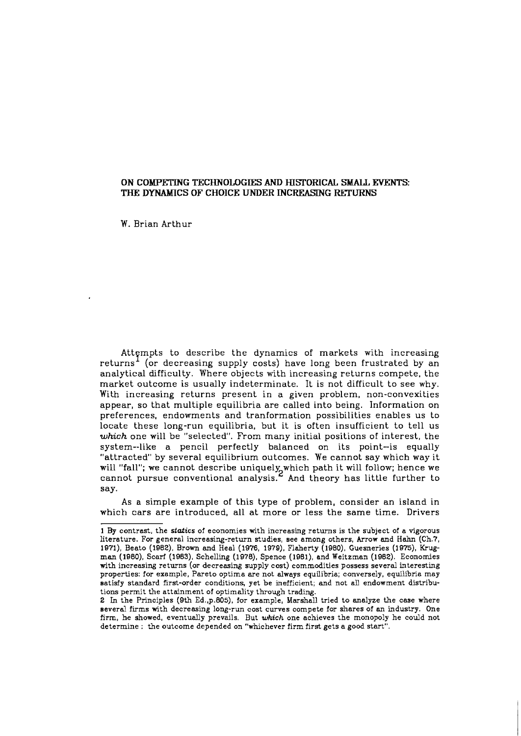## ON COMPETING TECHNOLOGIES AND HISTORICAL SMALL EVENTS: THE DYNAMICS OF CHOICE UNDER INCREASING RETURNS

W. Brian Arthur

Attempts to describe the dynamics of markets with increasing returns[1] (or decreasing supply costs) have long been frustrated by an analytical difficulty. Where objects with increasing returns compete, the market outcome is usually indeterminate. It is not difficult to see why. With increasing returns present in a given problem, non-convexities appear, so that multiple equilibria are called into being. Information on preferences, endowments and tranformation possibilities enables us to locate these long-run equilibria, but it is often insufficient to tell us *which* one will be "selected". From many initial positions of interest, the system--like a pencil perfectly balanced on its point--is equally "attracted" by several equilibrium outcomes. We cannot say which way it will "fall"; we cannot describe uniquely which path it will follow; hence we cannot pursue conventional analysis.[2] And theory has little further to say.

As a simple example of this type of problem, consider an island in which cars are introduced, all at more or less the same time. Drivers

---

1 By contrast, the *statics* of economies with increasing returns is the subject of a vigorous literature. For general increasing-return studies, see among others, Arrow and Hahn (Ch.7, 1971), Beato (1982), Brown and Heal (1976, 1979), Flaherty (1980), Guesneries (1975), Krugman (1980), Scarf (1983), Schelling (1978), Spence (1981), and Weitzman (1982). Economies with increasing returns (or decreasing supply cost) commodities possess several interesting properties: for example, Pareto optima are not always equilibria; conversely, equilibria may satisfy standard first-order conditions, yet be inefficient; and not all endowment distributions permit the attainment of optimality through trading.

2 In the Principles (9th Ed.,p.805), for example, Marshall tried to analyze the case where several firms with decreasing long-run cost curves compete for shares of an industry. One firm, he showed, eventually prevails. But *which* one achieves the monopoly he could not determine : the outcome depended on "whichever firm first gets a good start".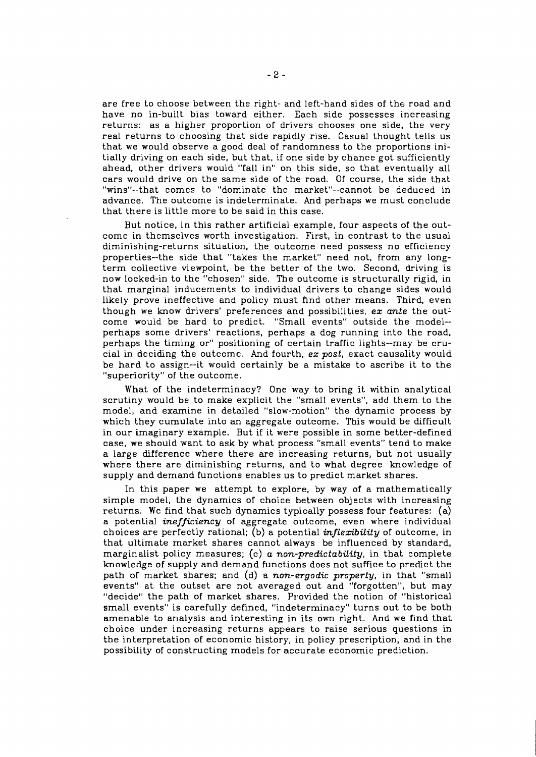are free to choose between the right- and left-hand sides of the road and have no in-built bias toward either. Each side possesses increasing returns: as a higher proportion of drivers chooses one side, the very real returns to choosing that side rapidly rise. Casual thought tells us that we would observe a good deal of randomness to the proportions initially driving on each side, but that, if one side by chance got sufficiently ahead, other drivers would "fall in" on this side, so that eventually all cars would drive on the same side of the road. Of course, the side that "wins"--that comes to "dominate the market"--cannot be deduced in advance. The outcome is indeterminate. And perhaps we must conclude that there is little more to be said in this case.

But notice, in this rather artificial example, four aspects of the outcome in themselves worth investigation. First, in contrast to the usual diminishing-returns situation, the outcome need possess no efficiency properties--the side that "takes the market" need not, from any long-term collective viewpoint, be the better of the two. Second, driving is now locked-in to the "chosen" side. The outcome is structurally rigid, in that marginal inducements to individual drivers to change sides would likely prove ineffective and policy must find other means. Third, even though we know drivers' preferences and possibilities, *ex ante* the outcome would be hard to predict. "Small events" outside the model--perhaps some drivers' reactions, perhaps a dog running into the road, perhaps the timing or" positioning of certain traffic lights--may be crucial in deciding the outcome. And fourth, *ex post*, exact causality would be hard to assign--it would certainly be a mistake to ascribe it to the "superiority" of the outcome.

What of the indeterminacy? One way to bring it within analytical scrutiny would be to make explicit the "small events", add them to the model, and examine in detailed "slow-motion" the dynamic process by which they cumulate into an aggregate outcome. This would be difficult in our imaginary example. But if it were possible in some better-defined case, we should want to ask by what process "small events" tend to make a large difference where there are increasing returns, but not usually where there are diminishing returns, and to what degree knowledge of supply and demand functions enables us to predict market shares.

In this paper we attempt to explore, by way of a mathematically simple model, the dynamics of choice between objects with increasing returns. We find that such dynamics typically possess four features: (a) a potential *inefficiency* of aggregate outcome, even where individual choices are perfectly rational; (b) a potential *inflexibility* of outcome, in that ultimate market shares cannot always be influenced by standard, marginalist policy measures; (c) *a non-predictability*, in that complete knowledge of supply and demand functions does not suffice to predict the path of market shares; and (d) a *non-ergodic property*, in that "small events" at the outset are not averaged out and "forgotten", but may "decide" the path of market shares. Provided the notion of "historical small events" is carefully defined, "indeterminacy" turns out to be both amenable to analysis and interesting in its own right. And we find that choice under increasing returns appears to raise serious questions in the interpretation of economic history, in policy prescription, and in the possibility of constructing models for accurate economic prediction.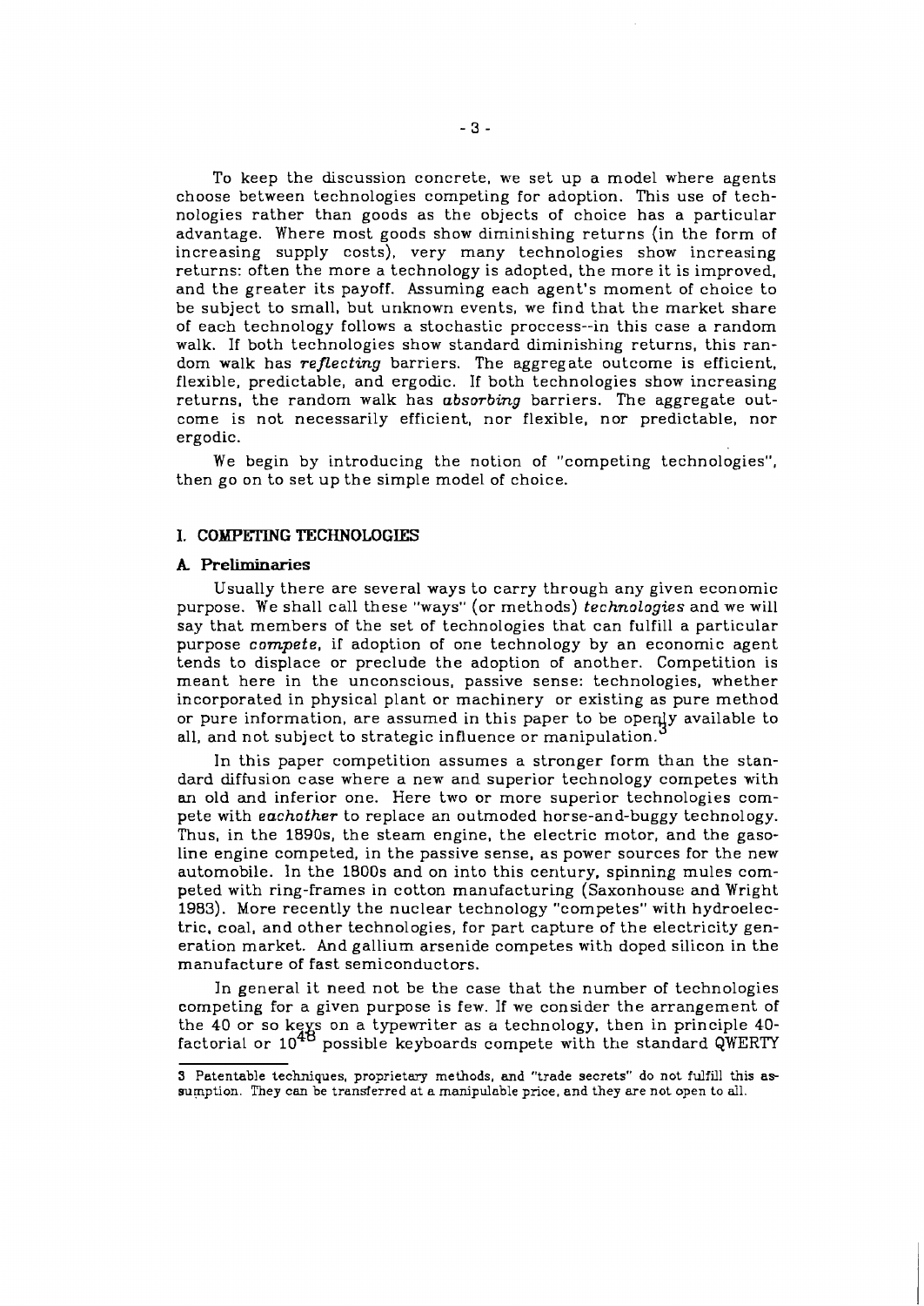To keep the discussion concrete, we set up a model where agents choose between technologies competing for adoption. This use of technologies rather than goods as the objects of choice has a particular advantage. Where most goods show diminishing returns (in the form of increasing supply costs), very many technologies show increasing returns: often the more a technology is adopted, the more it is improved, and the greater its payoff. Assuming each agent's moment of choice to be subject to small, but unknown events, we find that the market share of each technology follows a stochastic proccess--in this case a random walk. If both technologies show standard diminishing returns, this random walk has *reflecting* barriers. The aggregate outcome is efficient, flexible, predictable, and ergodic. If both technologies show increasing returns, the random walk has *absorbing* barriers. The aggregate outcome is not necessarily efficient, nor flexible, nor predictable, nor ergodic.

We begin by introducing the notion of "competing technologies", then go on to set up the simple model of choice.

## I. COMPETING TECHNOLOGIES

### A. Preliminaries

Usually there are several ways to carry through any given economic purpose. We shall call these "ways" (or methods) *technologies* and we will say that members of the set of technologies that can fulfill a particular purpose *compete*, if adoption of one technology by an economic agent tends to displace or preclude the adoption of another. Competition is meant here in the unconscious, passive sense: technologies, whether incorporated in physical plant or machinery or existing as pure method or pure information, are assumed in this paper to be openly available to all, and not subject to strategic influence or manipulation.[3]

In this paper competition assumes a stronger form than the standard diffusion case where a new and superior technology competes with an old and inferior one. Here two or more superior technologies compete with *eachother* to replace an outmoded horse-and-buggy technology. Thus, in the 1890s, the steam engine, the electric motor, and the gasoline engine competed, in the passive sense, as power sources for the new automobile. In the 1800s and on into this century, spinning mules competed with ring-frames in cotton manufacturing (Saxonhouse and Wright 1983). More recently the nuclear technology "competes" with hydroelectric, coal, and other technologies, for part capture of the electricity generation market. And gallium arsenide competes with doped silicon in the manufacture of fast semiconductors.

In general it need not be the case that the number of technologies competing for a given purpose is few. If we consider the arrangement of the 40 or so keys on a typewriter as a technology, then in principle 40-factorial or $10^{48}$ possible keyboards compete with the standard QWERTY

---

3 Patentable techniques, proprietary methods, and "trade secrets" do not fulfill this assumption. They can be transferred at a manipulable price, and they are not open to all.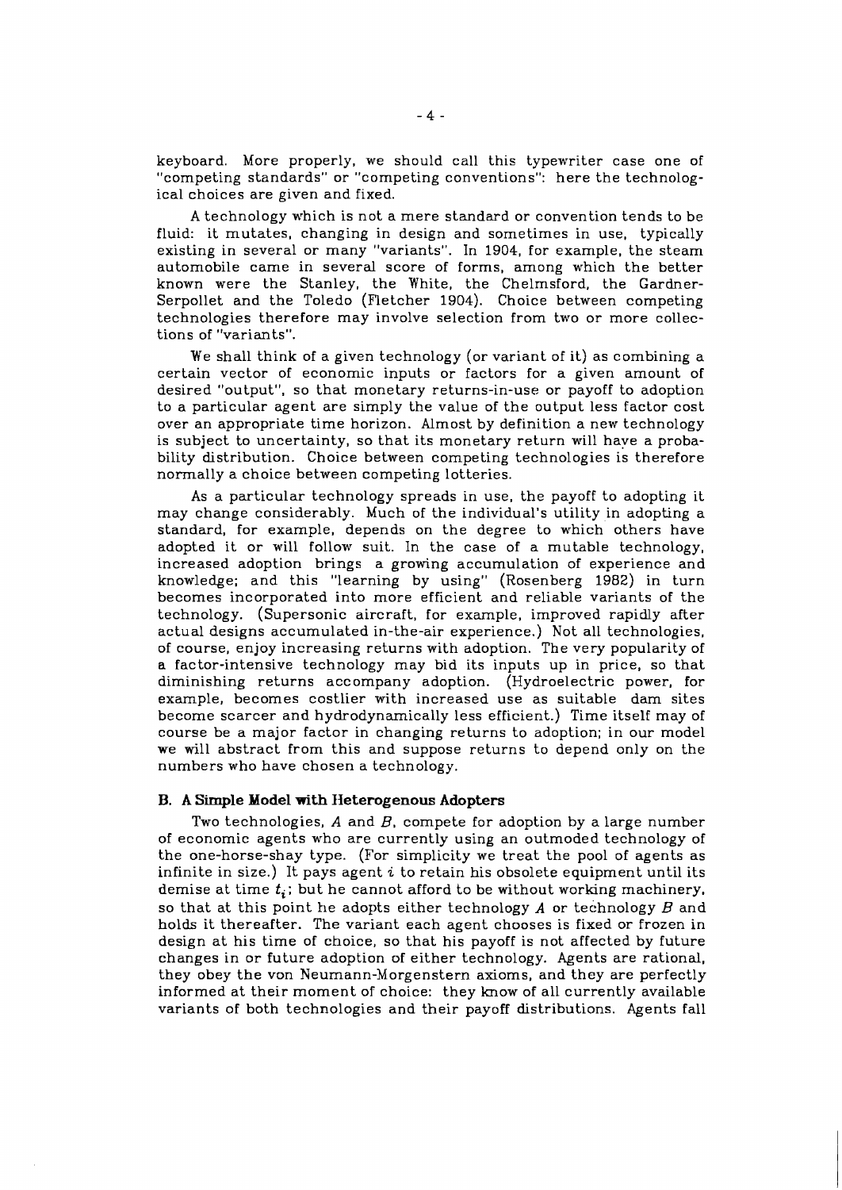keyboard. More properly, we should call this typewriter case one of "competing standards" or "competing conventions": here the technological choices are given and fixed.

A technology which is not a mere standard or convention tends to be fluid: it mutates, changing in design and sometimes in use, typically existing in several or many "variants". In 1904, for example, the steam automobile came in several score of forms, among which the better known were the Stanley, the White, the Chelmsford, the Gardner-Serpollet and the Toledo (Fletcher 1904). Choice between competing technologies therefore may involve selection from two or more collections of "variants".

We shall think of a given technology (or variant of it) as combining a certain vector of economic inputs or factors for a given amount of desired "output", so that monetary returns-in-use or payoff to adoption to a particular agent are simply the value of the output less factor cost over an appropriate time horizon. Almost by definition a new technology is subject to uncertainty, so that its monetary return will have a probability distribution. Choice between competing technologies is therefore normally a choice between competing lotteries.

As a particular technology spreads in use, the payoff to adopting it may change considerably. Much of the individual's utility in adopting a standard, for example, depends on the degree to which others have adopted it or will follow suit. In the case of a mutable technology, increased adoption brings a growing accumulation of experience and knowledge; and this "learning by using" (Rosenberg 1982) in turn becomes incorporated into more efficient and reliable variants of the technology. (Supersonic aircraft, for example, improved rapidly after actual designs accumulated in-the-air experience.) Not all technologies, of course, enjoy increasing returns with adoption. The very popularity of a factor-intensive technology may bid its inputs up in price, so that diminishing returns accompany adoption. (Hydroelectric power, for example, becomes costlier with increased use as suitable dam sites become scarcer and hydrodynamically less efficient.) Time itself may of course be a major factor in changing returns to adoption; in our model we will abstract from this and suppose returns to depend only on the numbers who have chosen a technology.

### B. A Simple Model with Heterogenous Adopters

Two technologies, $A$ and $B$, compete for adoption by a large number of economic agents who are currently using an outmoded technology of the one-horse-shay type. (For simplicity we treat the pool of agents as infinite in size.) It pays agent $i$ to retain his obsolete equipment until its demise at time $t_i$; but he cannot afford to be without working machinery, so that at this point he adopts either technology $A$ or technology $B$ and holds it thereafter. The variant each agent chooses is fixed or frozen in design at his time of choice, so that his payoff is not affected by future changes in or future adoption of either technology. Agents are rational, they obey the von Neumann-Morgenstern axioms, and they are perfectly informed at their moment of choice: they know of all currently available variants of both technologies and their payoff distributions. Agents fall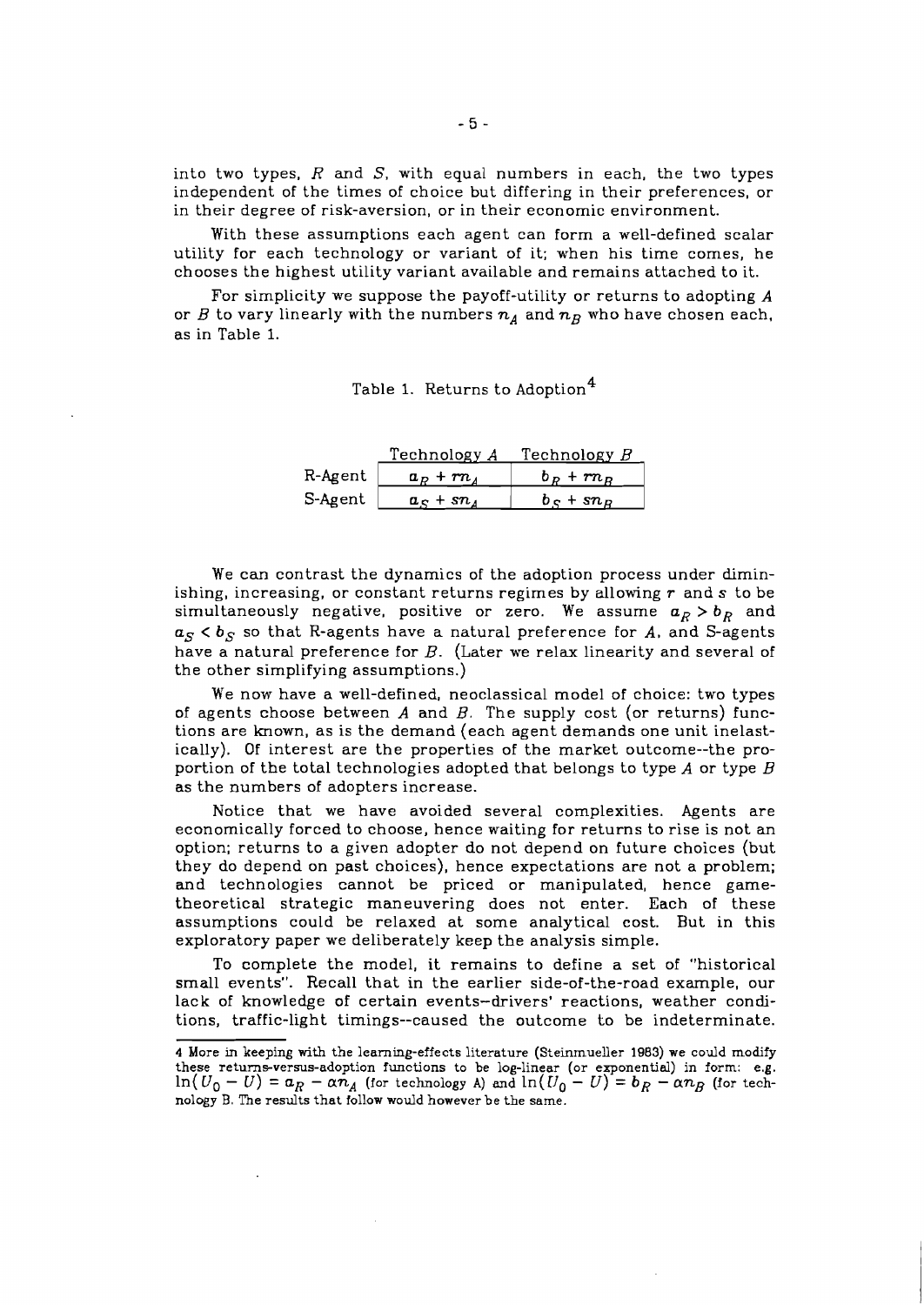into two types, $R$ and $S$, with equal numbers in each, the two types independent of the times of choice but differing in their preferences, or in their degree of risk-aversion, or in their economic environment.

With these assumptions each agent can form a well-defined scalar utility for each technology or variant of it; when his time comes, he chooses the highest utility variant available and remains attached to it.

For simplicity we suppose the payoff-utility or returns to adopting $A$ or $B$ to vary linearly with the numbers $n_A$ and $n_B$ who have chosen each, as in Table 1.

Table 1. Returns to Adoption[4]

| | Technology $A$ | Technology $B$ |
|---|---|---|
| R-Agent | $a_R + rn_A$ | $b_R + rn_B$ |
| S-Agent | $a_S + sn_A$ | $b_S + sn_B$ |

We can contrast the dynamics of the adoption process under diminishing, increasing, or constant returns regimes by allowing $r$ and $s$ to be simultaneously negative, positive or zero. We assume $a_R > b_R$ and $a_S < b_S$ so that R-agents have a natural preference for $A$, and S-agents have a natural preference for $B$. (Later we relax linearity and several of the other simplifying assumptions.)

We now have a well-defined, neoclassical model of choice: two types of agents choose between $A$ and $B$. The supply cost (or returns) functions are known, as is the demand (each agent demands one unit inelastically). Of interest are the properties of the market outcome--the proportion of the total technologies adopted that belongs to type $A$ or type $B$ as the numbers of adopters increase.

Notice that we have avoided several complexities. Agents are economically forced to choose, hence waiting for returns to rise is not an option; returns to a given adopter do not depend on future choices (but they do depend on past choices), hence expectations are not a problem; and technologies cannot be priced or manipulated, hence game-theoretical strategic maneuvering does not enter. Each of these assumptions could be relaxed at some analytical cost. But in this exploratory paper we deliberately keep the analysis simple.

To complete the model, it remains to define a set of "historical small events". Recall that in the earlier side-of-the-road example, our lack of knowledge of certain events--drivers' reactions, weather conditions, traffic-light timings--caused the outcome to be indeterminate.

4 More in keeping with the learning-effects literature (Steinmueller 1983) we could modify these returns-versus-adoption functions to be log-linear (or exponential) in form: e.g. $\ln(U_0 - U) = a_R - \alpha n_A$ (for technology A) and $\ln(U_0 - U) = b_R - \alpha n_B$ (for technology B. The results that follow would however be the same.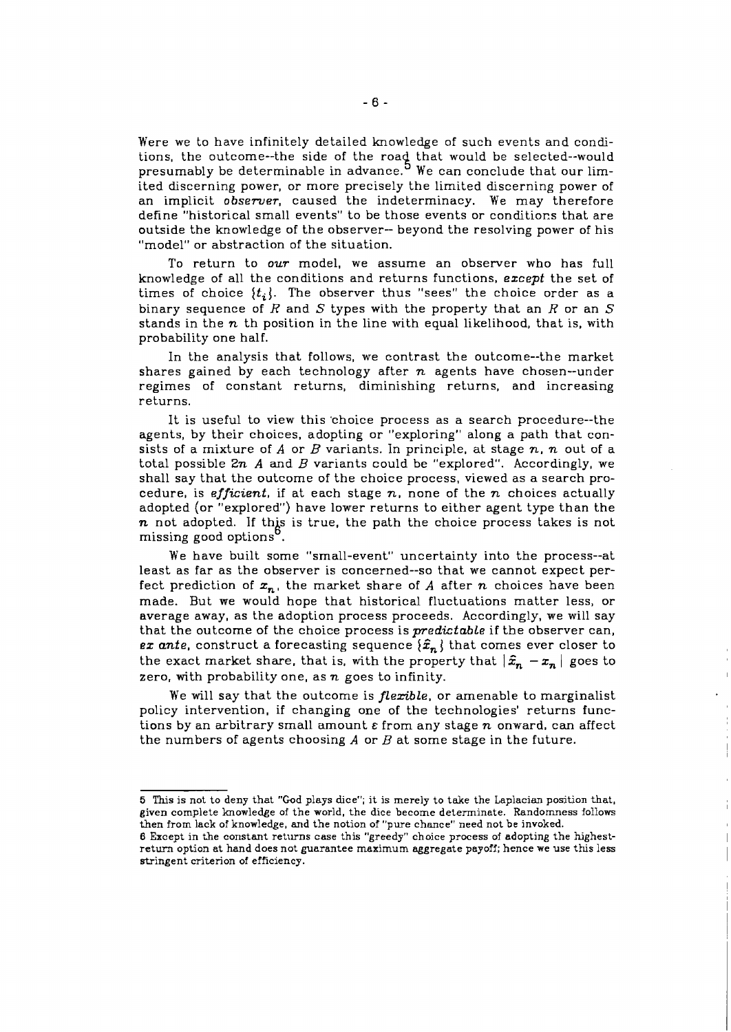Were we to have infinitely detailed knowledge of such events and conditions, the outcome--the side of the road that would be selected--would presumably be determinable in advance.[5] We can conclude that our limited discerning power, or more precisely the limited discerning power of an implicit *observer*, caused the indeterminacy. We may therefore define "historical small events" to be those events or conditions that are outside the knowledge of the observer-- beyond the resolving power of his "model" or abstraction of the situation.

To return to *our* model, we assume an observer who has full knowledge of all the conditions and returns functions, *except* the set of times of choice $\{t_i\}$. The observer thus "sees" the choice order as a binary sequence of $R$ and $S$ types with the property that an $R$ or an $S$ stands in the $n$ th position in the line with equal likelihood, that is, with probability one half.

In the analysis that follows, we contrast the outcome--the market shares gained by each technology after $n$ agents have chosen--under regimes of constant returns, diminishing returns, and increasing returns.

It is useful to view this choice process as a search procedure--the agents, by their choices, adopting or "exploring" along a path that consists of a mixture of $A$ or $B$ variants. In principle, at stage $n$, $n$ out of a total possible $2n$ $A$ and $B$ variants could be "explored". Accordingly, we shall say that the outcome of the choice process, viewed as a search procedure, is *efficient*, if at each stage $n$, none of the $n$ choices actually adopted (or "explored") have lower returns to either agent type than the $n$ not adopted. If this is true, the path the choice process takes is not missing good options[6].

We have built some "small-event" uncertainty into the process--at least as far as the observer is concerned--so that we cannot expect perfect prediction of $x_n$, the market share of $A$ after $n$ choices have been made. But we would hope that historical fluctuations matter less, or average away, as the adoption process proceeds. Accordingly, we will say that the outcome of the choice process is *predictable* if the observer can, *ex ante*, construct a forecasting sequence $\{\hat{x}_n\}$ that comes ever closer to the exact market share, that is, with the property that $|\hat{x}_n - x_n|$ goes to zero, with probability one, as $n$ goes to infinity.

We will say that the outcome is *flexible*, or amenable to marginalist policy intervention, if changing one of the technologies' returns functions by an arbitrary small amount $\varepsilon$ from any stage $n$ onward, can affect the numbers of agents choosing $A$ or $B$ at some stage in the future.

---

[5] This is not to deny that "God plays dice"; it is merely to take the Laplacian position that, given complete knowledge of the world, the dice become determinate. Randomness follows then from lack of knowledge, and the notion of "pure chance" need not be invoked.

[6] Except in the constant returns case this "greedy" choice process of adopting the highest-return option at hand does not guarantee maximum aggregate payoff; hence we use this less stringent criterion of efficiency.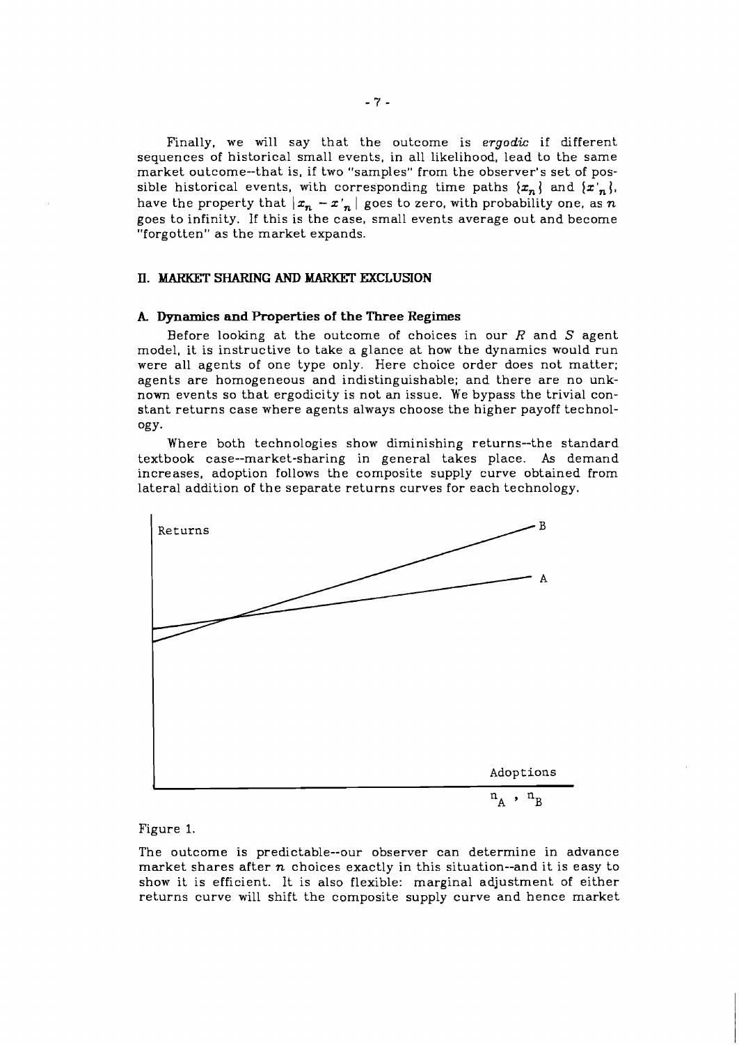Finally, we will say that the outcome is *ergodic* if different sequences of historical small events, in all likelihood, lead to the same market outcome--that is, if two "samples" from the observer's set of possible historical events, with corresponding time paths $\{x_n\}$ and $\{x'_n\}$, have the property that $|x_n - x'_n|$ goes to zero, with probability one, as $n$ goes to infinity. If this is the case, small events average out and become "forgotten" as the market expands.

## II. MARKET SHARING AND MARKET EXCLUSION

### A. Dynamics and Properties of the Three Regimes

Before looking at the outcome of choices in our $R$ and $S$ agent model, it is instructive to take a glance at how the dynamics would run were all agents of one type only. Here choice order does not matter; agents are homogeneous and indistinguishable; and there are no unknown events so that ergodicity is not an issue. We bypass the trivial constant returns case where agents always choose the higher payoff technology.

Where both technologies show diminishing returns--the standard textbook case--market-sharing in general takes place. As demand increases, adoption follows the composite supply curve obtained from lateral addition of the separate returns curves for each technology.

Figure 1.

The outcome is predictable--our observer can determine in advance market shares after $n$ choices exactly in this situation--and it is easy to show it is efficient. It is also flexible: marginal adjustment of either returns curve will shift the composite supply curve and hence market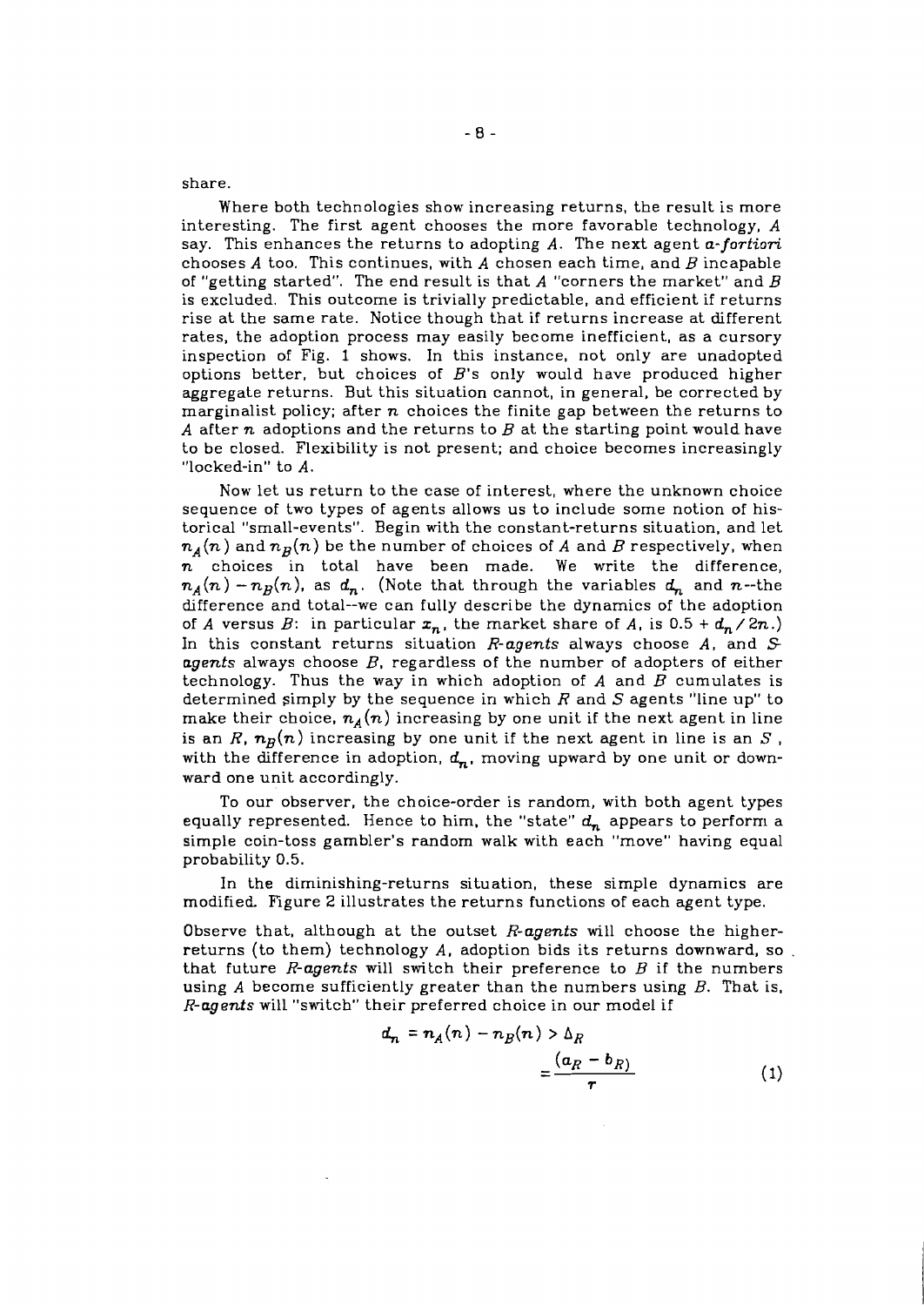share.

Where both technologies show increasing returns, the result is more interesting. The first agent chooses the more favorable technology, $A$ say. This enhances the returns to adopting $A$. The next agent *a-fortiori* chooses $A$ too. This continues, with $A$ chosen each time, and $B$ incapable of "getting started". The end result is that $A$ "corners the market" and $B$ is excluded. This outcome is trivially predictable, and efficient if returns rise at the same rate. Notice though that if returns increase at different rates, the adoption process may easily become inefficient, as a cursory inspection of Fig. 1 shows. In this instance, not only are unadopted options better, but choices of $B$'s only would have produced higher aggregate returns. But this situation cannot, in general, be corrected by marginalist policy; after $n$ choices the finite gap between the returns to $A$ after $n$ adoptions and the returns to $B$ at the starting point would have to be closed. Flexibility is not present; and choice becomes increasingly "locked-in" to $A$.

Now let us return to the case of interest, where the unknown choice sequence of two types of agents allows us to include some notion of historical "small-events". Begin with the constant-returns situation, and let $n_A(n)$ and $n_B(n)$ be the number of choices of $A$ and $B$ respectively, when $n$ choices in total have been made. We write the difference, $n_A(n) - n_B(n)$, as $d_n$. (Note that through the variables $d_n$ and $n$--the difference and total--we can fully describe the dynamics of the adoption of $A$ versus $B$: in particular $x_n$, the market share of $A$, is $0.5 + d_n / 2n$.) In this constant returns situation *R-agents* always choose $A$, and *S-agents* always choose $B$, regardless of the number of adopters of either technology. Thus the way in which adoption of $A$ and $B$ cumulates is determined simply by the sequence in which $R$ and $S$ agents "line up" to make their choice, $n_A(n)$ increasing by one unit if the next agent in line is an $R$, $n_B(n)$ increasing by one unit if the next agent in line is an $S$, with the difference in adoption, $d_n$, moving upward by one unit or downward one unit accordingly.

To our observer, the choice-order is random, with both agent types equally represented. Hence to him, the "state" $d_n$ appears to perform a simple coin-toss gambler's random walk with each "move" having equal probability 0.5.

In the diminishing-returns situation, these simple dynamics are modified. Figure 2 illustrates the returns functions of each agent type.

Observe that, although at the outset *R-agents* will choose the higher-returns (to them) technology $A$, adoption bids its returns downward, so that future *R-agents* will switch their preference to $B$ if the numbers using $A$ become sufficiently greater than the numbers using $B$. That is, *R-agents* will "switch" their preferred choice in our model if

$$d_n = n_A(n) - n_B(n) > \Delta_R = \frac{(a_R - b_R)}{r} \qquad (1)$$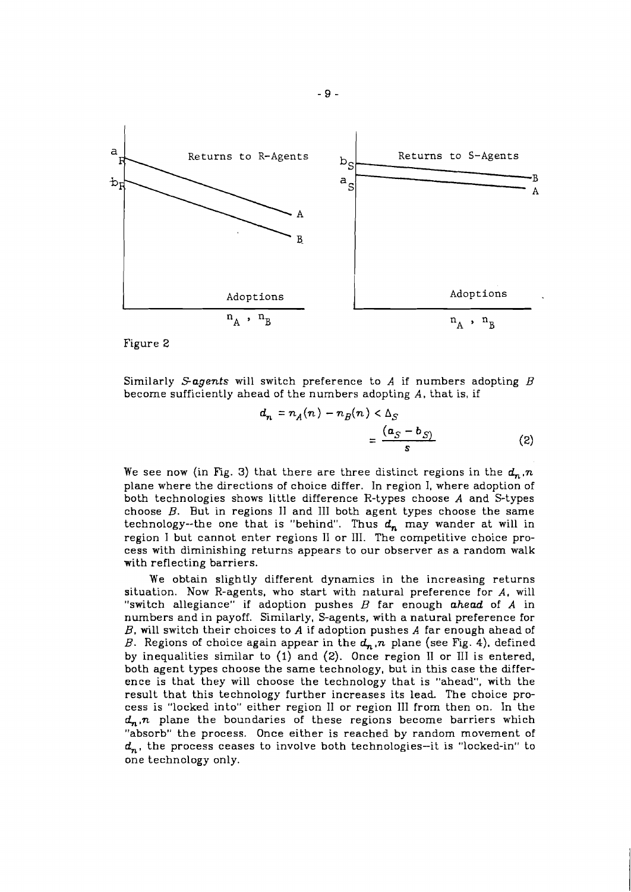Figure 2

Similarly *S-agents* will switch preference to $A$ if numbers adopting $B$ become sufficiently ahead of the numbers adopting $A$, that is, if

$$d_n = n_A(n) - n_B(n) < \Delta_S = \frac{(a_S - b_S)}{s} \tag{2}$$

We see now (in Fig. 3) that there are three distinct regions in the $d_n, n$ plane where the directions of choice differ. In region I, where adoption of both technologies shows little difference R-types choose $A$ and S-types choose $B$. But in regions II and III both agent types choose the same technology--the one that is "behind". Thus $d_n$ may wander at will in region I but cannot enter regions II or III. The competitive choice process with diminishing returns appears to our observer as a random walk with reflecting barriers.

We obtain slightly different dynamics in the increasing returns situation. Now R-agents, who start with natural preference for $A$, will "switch allegiance" if adoption pushes $B$ far enough *ahead* of $A$ in numbers and in payoff. Similarly, S-agents, with a natural preference for $B$, will switch their choices to $A$ if adoption pushes $A$ far enough ahead of $B$. Regions of choice again appear in the $d_n, n$ plane (see Fig. 4), defined by inequalities similar to (1) and (2). Once region II or III is entered, both agent types choose the same technology, but in this case the difference is that they will choose the technology that is "ahead", with the result that this technology further increases its lead. The choice process is "locked into" either region II or region III from then on. In the $d_n, n$ plane the boundaries of these regions become barriers which "absorb" the process. Once either is reached by random movement of $d_n$, the process ceases to involve both technologies--it is "locked-in" to one technology only.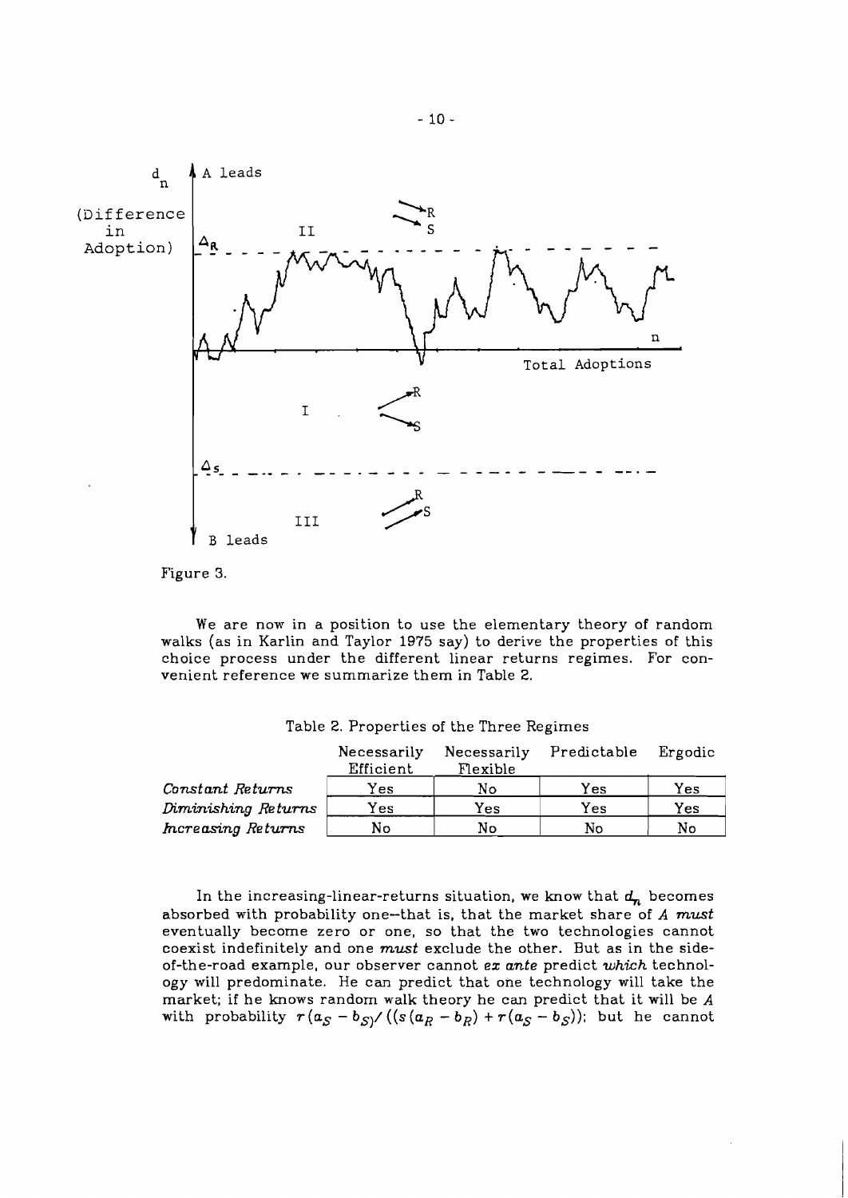Figure 3.

We are now in a position to use the elementary theory of random walks (as in Karlin and Taylor 1975 say) to derive the properties of this choice process under the different linear returns regimes. For convenient reference we summarize them in Table 2.

Table 2. Properties of the Three Regimes

| | Necessarily Efficient | Necessarily Flexible | Predictable | Ergodic |
|---|---|---|---|---|
| *Constant Returns* | Yes | No | Yes | Yes |
| *Diminishing Returns* | Yes | Yes | Yes | Yes |
| *Increasing Returns* | No | No | No | No |

In the increasing-linear-returns situation, we know that $d_n$ becomes absorbed with probability one--that is, that the market share of $A$ *must* eventually become zero or one, so that the two technologies cannot coexist indefinitely and one *must* exclude the other. But as in the side-of-the-road example, our observer cannot *ex ante* predict *which* technology will predominate. He can predict that one technology will take the market; if he knows random walk theory he can predict that it will be $A$ with probability $r(a_S - b_S)/((s(a_R - b_R) + r(a_S - b_S))$; but he cannot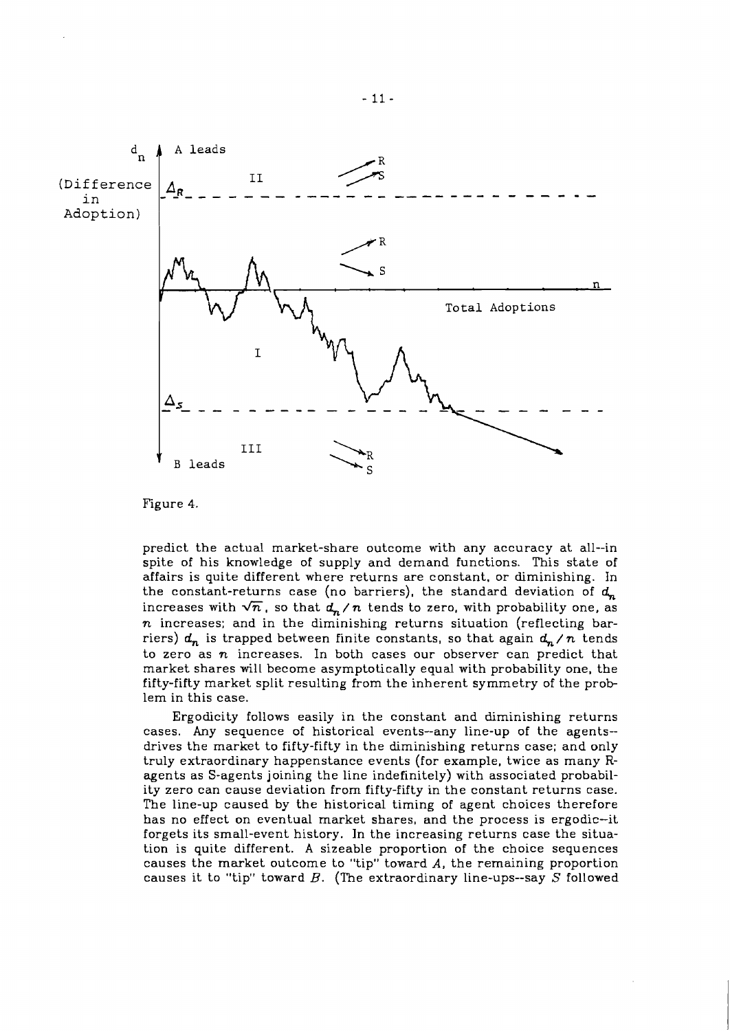Figure 4.

predict the actual market-share outcome with any accuracy at all--in spite of his knowledge of supply and demand functions. This state of affairs is quite different where returns are constant, or diminishing. In the constant-returns case (no barriers), the standard deviation of $d_n$ increases with $\sqrt{n}$, so that $d_n / n$ tends to zero, with probability one, as $n$ increases; and in the diminishing returns situation (reflecting barriers) $d_n$ is trapped between finite constants, so that again $d_n / n$ tends to zero as $n$ increases. In both cases our observer can predict that market shares will become asymptotically equal with probability one, the fifty-fifty market split resulting from the inherent symmetry of the problem in this case.

Ergodicity follows easily in the constant and diminishing returns cases. Any sequence of historical events--any line-up of the agents--drives the market to fifty-fifty in the diminishing returns case; and only truly extraordinary happenstance events (for example, twice as many R-agents as S-agents joining the line indefinitely) with associated probability zero can cause deviation from fifty-fifty in the constant returns case. The line-up caused by the historical timing of agent choices therefore has no effect on eventual market shares, and the process is ergodic--it forgets its small-event history. In the increasing returns case the situation is quite different. A sizeable proportion of the choice sequences causes the market outcome to "tip" toward $A$, the remaining proportion causes it to "tip" toward $B$. (The extraordinary line-ups--say $S$ followed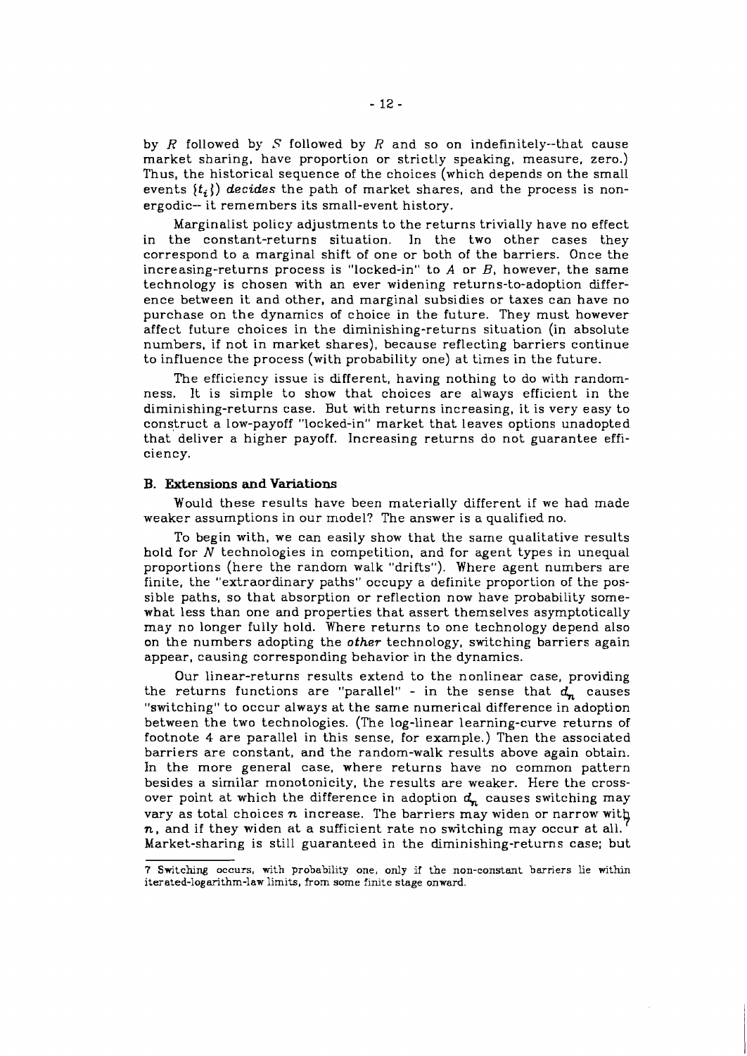by $R$ followed by $S$ followed by $R$ and so on indefinitely--that cause market sharing, have proportion or strictly speaking, measure, zero.) Thus, the historical sequence of the choices (which depends on the small events $\{t_i\}$) *decides* the path of market shares, and the process is non-ergodic-- it remembers its small-event history.

Marginalist policy adjustments to the returns trivially have no effect in the constant-returns situation. In the two other cases they correspond to a marginal shift of one or both of the barriers. Once the increasing-returns process is "locked-in" to $A$ or $B$, however, the same technology is chosen with an ever widening returns-to-adoption difference between it and other, and marginal subsidies or taxes can have no purchase on the dynamics of choice in the future. They must however affect future choices in the diminishing-returns situation (in absolute numbers, if not in market shares), because reflecting barriers continue to influence the process (with probability one) at times in the future.

The efficiency issue is different, having nothing to do with randomness. It is simple to show that choices are always efficient in the diminishing-returns case. But with returns increasing, it is very easy to construct a low-payoff "locked-in" market that leaves options unadopted that deliver a higher payoff. Increasing returns do not guarantee efficiency.

### B. Extensions and Variations

Would these results have been materially different if we had made weaker assumptions in our model? The answer is a qualified no.

To begin with, we can easily show that the same qualitative results hold for $N$ technologies in competition, and for agent types in unequal proportions (here the random walk "drifts"). Where agent numbers are finite, the "extraordinary paths" occupy a definite proportion of the possible paths, so that absorption or reflection now have probability somewhat less than one and properties that assert themselves asymptotically may no longer fully hold. Where returns to one technology depend also on the numbers adopting the *other* technology, switching barriers again appear, causing corresponding behavior in the dynamics.

Our linear-returns results extend to the nonlinear case, providing the returns functions are "parallel" - in the sense that $d_n$ causes "switching" to occur always at the same numerical difference in adoption between the two technologies. (The log-linear learning-curve returns of footnote 4 are parallel in this sense, for example.) Then the associated barriers are constant, and the random-walk results above again obtain. In the more general case, where returns have no common pattern besides a similar monotonicity, the results are weaker. Here the cross-over point at which the difference in adoption $d_n$ causes switching may vary as total choices $n$ increase. The barriers may widen or narrow with $n$, and if they widen at a sufficient rate no switching may occur at all.[7] Market-sharing is still guaranteed in the diminishing-returns case; but

---

[7] Switching occurs, with probability one, only if the non-constant barriers lie within iterated-logarithm-law limits, from some finite stage onward.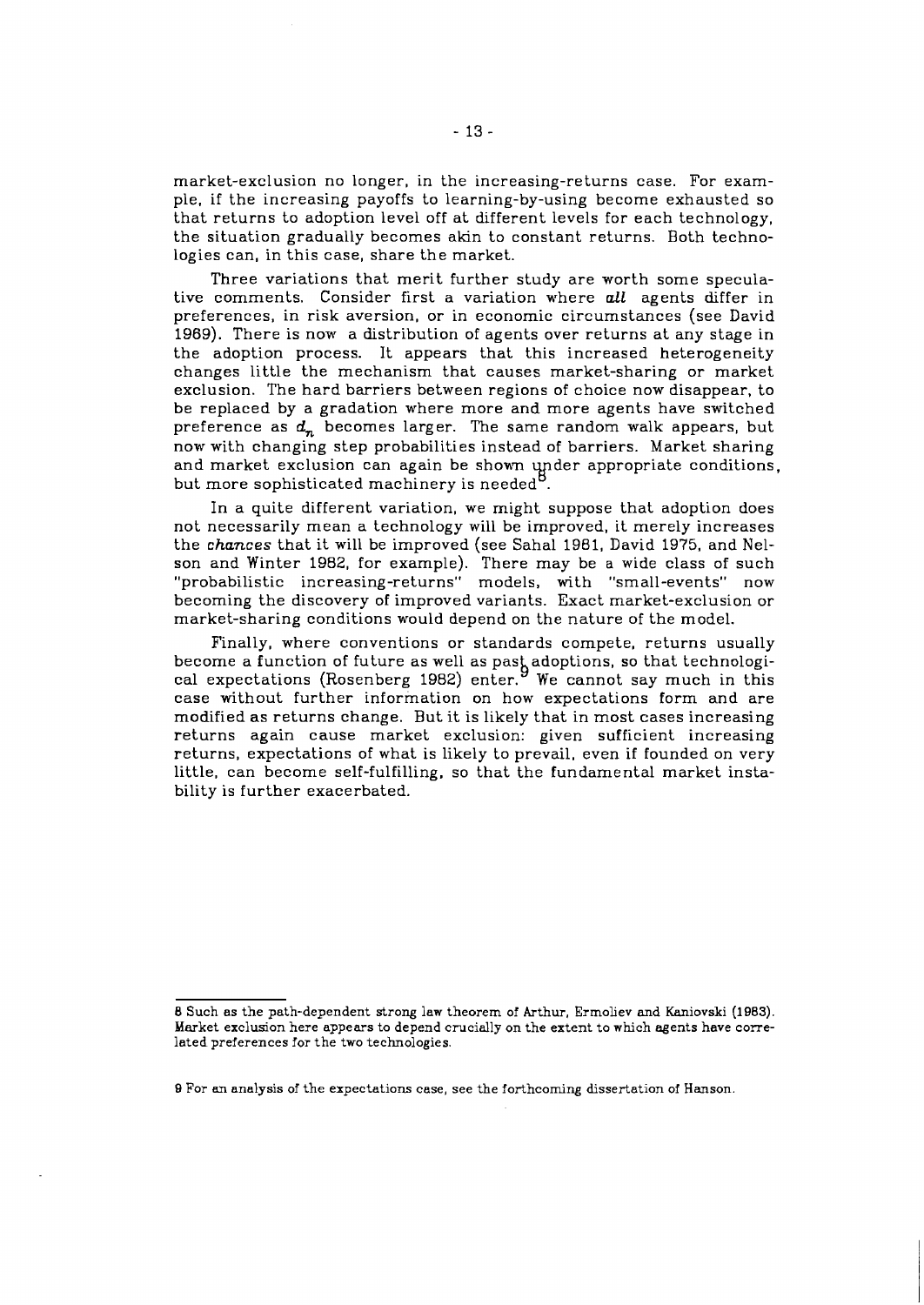market-exclusion no longer, in the increasing-returns case. For example, if the increasing payoffs to learning-by-using become exhausted so that returns to adoption level off at different levels for each technology, the situation gradually becomes akin to constant returns. Both technologies can, in this case, share the market.

Three variations that merit further study are worth some speculative comments. Consider first a variation where *all* agents differ in preferences, in risk aversion, or in economic circumstances (see David 1969). There is now a distribution of agents over returns at any stage in the adoption process. It appears that this increased heterogeneity changes little the mechanism that causes market-sharing or market exclusion. The hard barriers between regions of choice now disappear, to be replaced by a gradation where more and more agents have switched preference as $d_n$ becomes larger. The same random walk appears, but now with changing step probabilities instead of barriers. Market sharing and market exclusion can again be shown under appropriate conditions, but more sophisticated machinery is needed[8].

In a quite different variation, we might suppose that adoption does not necessarily mean a technology will be improved, it merely increases the *chances* that it will be improved (see Sahal 1981, David 1975, and Nelson and Winter 1982, for example). There may be a wide class of such "probabilistic increasing-returns" models, with "small-events" now becoming the discovery of improved variants. Exact market-exclusion or market-sharing conditions would depend on the nature of the model.

Finally, where conventions or standards compete, returns usually become a function of future as well as past adoptions, so that technological expectations (Rosenberg 1982) enter.[9] We cannot say much in this case without further information on how expectations form and are modified as returns change. But it is likely that in most cases increasing returns again cause market exclusion: given sufficient increasing returns, expectations of what is likely to prevail, even if founded on very little, can become self-fulfilling, so that the fundamental market instability is further exacerbated.

---

8 Such as the path-dependent strong law theorem of Arthur, Ermoliev and Kaniovski (1983). Market exclusion here appears to depend crucially on the extent to which agents have correlated preferences for the two technologies.

9 For an analysis of the expectations case, see the forthcoming dissertation of Hanson.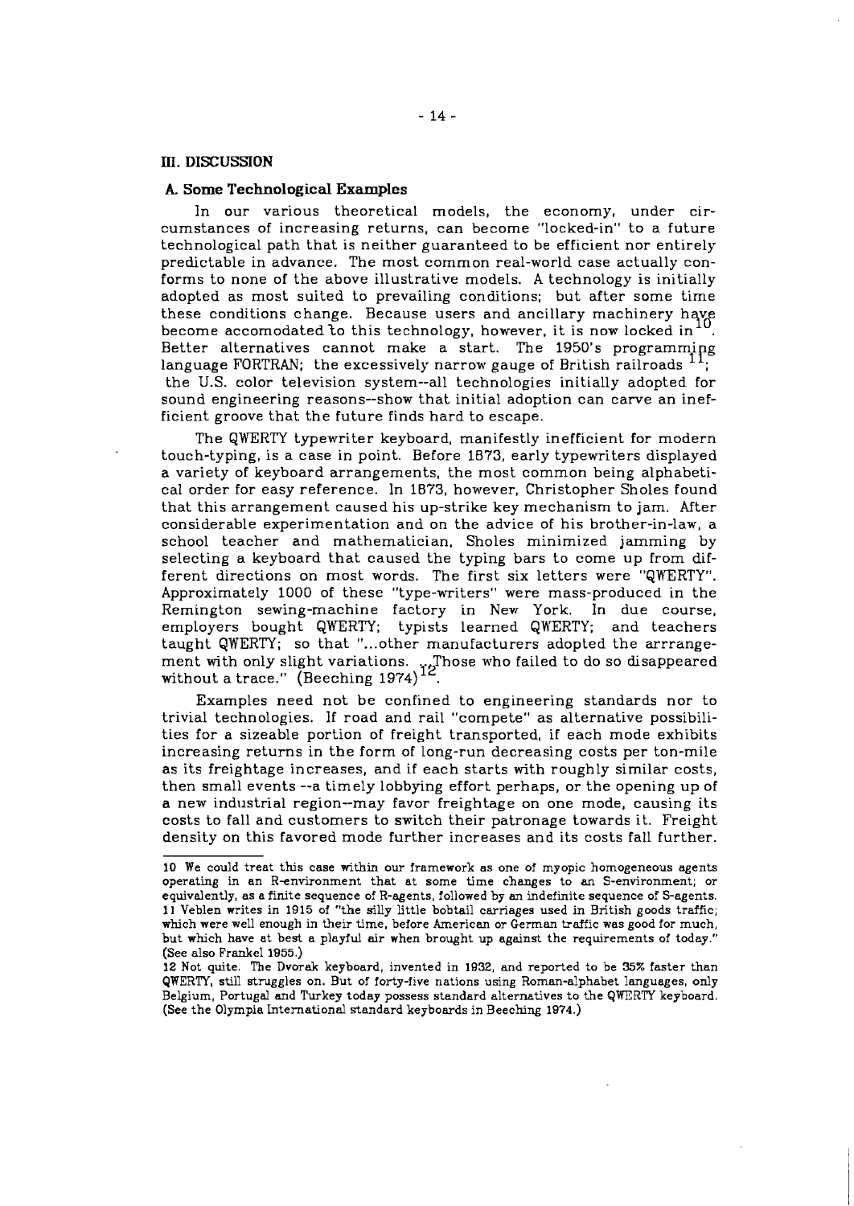## III. DISCUSSION

### A. Some Technological Examples

In our various theoretical models, the economy, under circumstances of increasing returns, can become "locked-in" to a future technological path that is neither guaranteed to be efficient nor entirely predictable in advance. The most common real-world case actually conforms to none of the above illustrative models. A technology is initially adopted as most suited to prevailing conditions; but after some time these conditions change. Because users and ancillary machinery have become accomodated to this technology, however, it is now locked in[10]. Better alternatives cannot make a start. The 1950's programming language FORTRAN; the excessively narrow gauge of British railroads[11]; the U.S. color television system--all technologies initially adopted for sound engineering reasons--show that initial adoption can carve an inefficient groove that the future finds hard to escape.

The QWERTY typewriter keyboard, manifestly inefficient for modern touch-typing, is a case in point. Before 1873, early typewriters displayed a variety of keyboard arrangements, the most common being alphabetical order for easy reference. In 1873, however, Christopher Sholes found that this arrangement caused his up-strike key mechanism to jam. After considerable experimentation and on the advice of his brother-in-law, a school teacher and mathematician, Sholes minimized jamming by selecting a keyboard that caused the typing bars to come up from different directions on most words. The first six letters were "QWERTY". Approximately 1000 of these "type-writers" were mass-produced in the Remington sewing-machine factory in New York. In due course, employers bought QWERTY; typists learned QWERTY; and teachers taught QWERTY; so that "...other manufacturers adopted the arrrangement with only slight variations. ...Those who failed to do so disappeared without a trace." (Beeching 1974)[12].

Examples need not be confined to engineering standards nor to trivial technologies. If road and rail "compete" as alternative possibilities for a sizeable portion of freight transported, if each mode exhibits increasing returns in the form of long-run decreasing costs per ton-mile as its freightage increases, and if each starts with roughly similar costs, then small events --a timely lobbying effort perhaps, or the opening up of a new industrial region--may favor freightage on one mode, causing its costs to fall and customers to switch their patronage towards it. Freight density on this favored mode further increases and its costs fall further.

---

10 We could treat this case within our framework as one of myopic homogeneous agents operating in an R-environment that at some time changes to an S-environment; or equivalently, as a finite sequence of R-agents, followed by an indefinite sequence of S-agents.

11 Veblen writes in 1915 of "the silly little bobtail carriages used in British goods traffic; which were well enough in their time, before American or German traffic was good for much, but which have at best a playful air when brought up against the requirements of today." (See also Frankel 1955.)

12 Not quite. The Dvorak keyboard, invented in 1932, and reported to be 35% faster than QWERTY, still struggles on. But of forty-five nations using Roman-alphabet languages, only Belgium, Portugal and Turkey today possess standard alternatives to the QWERTY keyboard. (See the Olympia International standard keyboards in Beeching 1974.)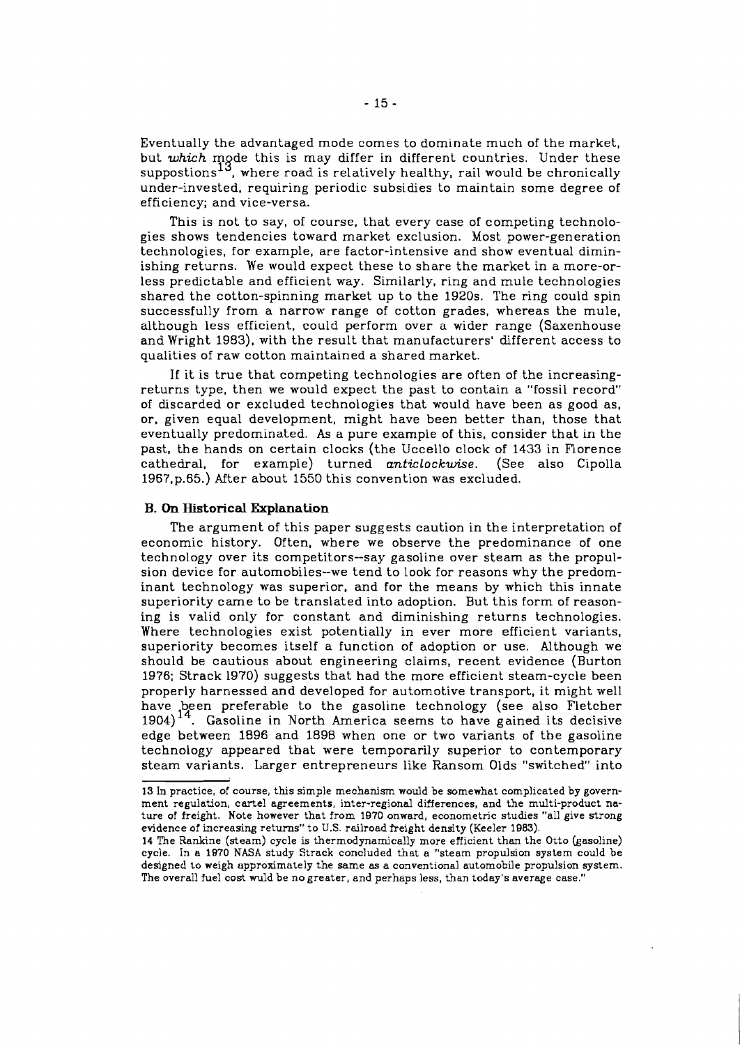Eventually the advantaged mode comes to dominate much of the market, but *which* mode this is may differ in different countries. Under these suppostions[13], where road is relatively healthy, rail would be chronically under-invested, requiring periodic subsidies to maintain some degree of efficiency; and vice-versa.

This is not to say, of course, that every case of competing technologies shows tendencies toward market exclusion. Most power-generation technologies, for example, are factor-intensive and show eventual diminishing returns. We would expect these to share the market in a more-or-less predictable and efficient way. Similarly, ring and mule technologies shared the cotton-spinning market up to the 1920s. The ring could spin successfully from a narrow range of cotton grades, whereas the mule, although less efficient, could perform over a wider range (Saxenhouse and Wright 1983), with the result that manufacturers' different access to qualities of raw cotton maintained a shared market.

If it is true that competing technologies are often of the increasing-returns type, then we would expect the past to contain a "fossil record" of discarded or excluded technologies that would have been as good as, or, given equal development, might have been better than, those that eventually predominated. As a pure example of this, consider that in the past, the hands on certain clocks (the Uccello clock of 1433 in Florence cathedral, for example) turned *anticlockwise*. (See also Cipolla 1967,p.65.) After about 1550 this convention was excluded.

### B. On Historical Explanation

The argument of this paper suggests caution in the interpretation of economic history. Often, where we observe the predominance of one technology over its competitors--say gasoline over steam as the propulsion device for automobiles--we tend to look for reasons why the predominant technology was superior, and for the means by which this innate superiority came to be translated into adoption. But this form of reasoning is valid only for constant and diminishing returns technologies. Where technologies exist potentially in ever more efficient variants, superiority becomes itself a function of adoption or use. Although we should be cautious about engineering claims, recent evidence (Burton 1976; Strack 1970) suggests that had the more efficient steam-cycle been properly harnessed and developed for automotive transport, it might well have been preferable to the gasoline technology (see also Fletcher 1904)[14]. Gasoline in North America seems to have gained its decisive edge between 1896 and 1898 when one or two variants of the gasoline technology appeared that were temporarily superior to contemporary steam variants. Larger entrepreneurs like Ransom Olds "switched" into

---

13 In practice, of course, this simple mechanism would be somewhat complicated by government regulation, cartel agreements, inter-regional differences, and the multi-product nature of freight. Note however that from 1970 onward, econometric studies "all give strong evidence of increasing returns" to U.S. railroad freight density (Keeler 1983).

14 The Rankine (steam) cycle is thermodynamically more efficient than the Otto (gasoline) cycle. In a 1970 NASA study Strack concluded that a "steam propulsion system could be designed to weigh approximately the same as a conventional automobile propulsion system. The overall fuel cost wuld be no greater, and perhaps less, than today's average case."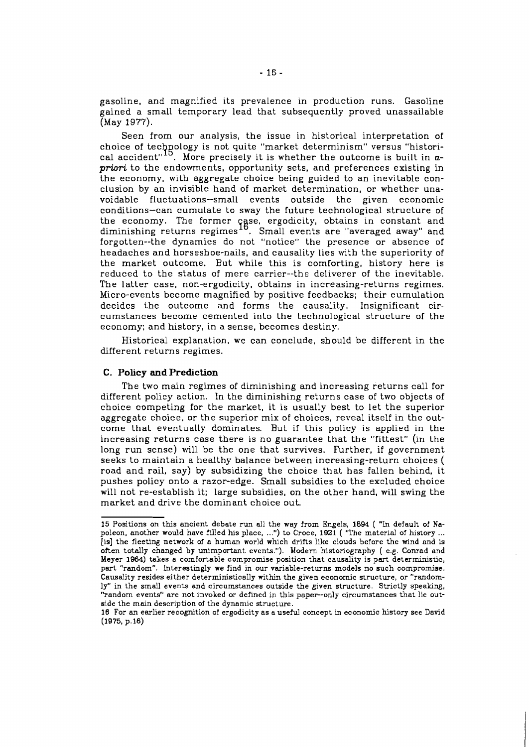gasoline, and magnified its prevalence in production runs. Gasoline gained a small temporary lead that subsequently proved unassailable (May 1977).

Seen from our analysis, the issue in historical interpretation of choice of technology is not quite "market determinism" versus "historical accident"[15]. More precisely it is whether the outcome is built in *a-priori* to the endowments, opportunity sets, and preferences existing in the economy, with aggregate choice being guided to an inevitable conclusion by an invisible hand of market determination, or whether unavoidable fluctuations--small events outside the given economic conditions--can cumulate to sway the future technological structure of the economy. The former case, ergodicity, obtains in constant and diminishing returns regimes[16]. Small events are "averaged away" and forgotten--the dynamics do not "notice" the presence or absence of headaches and horseshoe-nails, and causality lies with the superiority of the market outcome. But while this is comforting, history here is reduced to the status of mere carrier--the deliverer of the inevitable. The latter case, non-ergodicity, obtains in increasing-returns regimes. Micro-events become magnified by positive feedbacks; their cumulation decides the outcome and forms the causality. Insignificant circumstances become cemented into the technological structure of the economy; and history, in a sense, becomes destiny.

Historical explanation, we can conclude, should be different in the different returns regimes.

### C. Policy and Prediction

The two main regimes of diminishing and increasing returns call for different policy action. In the diminishing returns case of two objects of choice competing for the market, it is usually best to let the superior aggregate choice, or the superior mix of choices, reveal itself in the outcome that eventually dominates. But if this policy is applied in the increasing returns case there is no guarantee that the "fittest" (in the long run sense) will be the one that survives. Further, if government seeks to maintain a healthy balance between increasing-return choices ( road and rail, say) by subsidizing the choice that has fallen behind, it pushes policy onto a razor-edge. Small subsidies to the excluded choice will not re-establish it; large subsidies, on the other hand, will swing the market and drive the dominant choice out.

---

15 Positions on this ancient debate run all the way from Engels, 1894 ( "In default of Napoleon, another would have filled his place, ...") to Croce, 1921 ( "The material of history ... [is] the fleeting network of a human world which drifts like clouds before the wind and is often totally changed by unimportant events."). Modern historiography ( e.g. Conrad and Meyer 1964) takes a comfortable compromise position that causality is part deterministic, part "random". Interestingly we find in our variable-returns models no such compromise. Causality resides either deterministically within the given economic structure, or "randomly" in the small events and circumstances outside the given structure. Strictly speaking, "random events" are not invoked or defined in this paper--only circumstances that lie outside the main description of the dynamic structure.

16 For an earlier recognition of ergodicity as a useful concept in economic history see David (1975, p.16)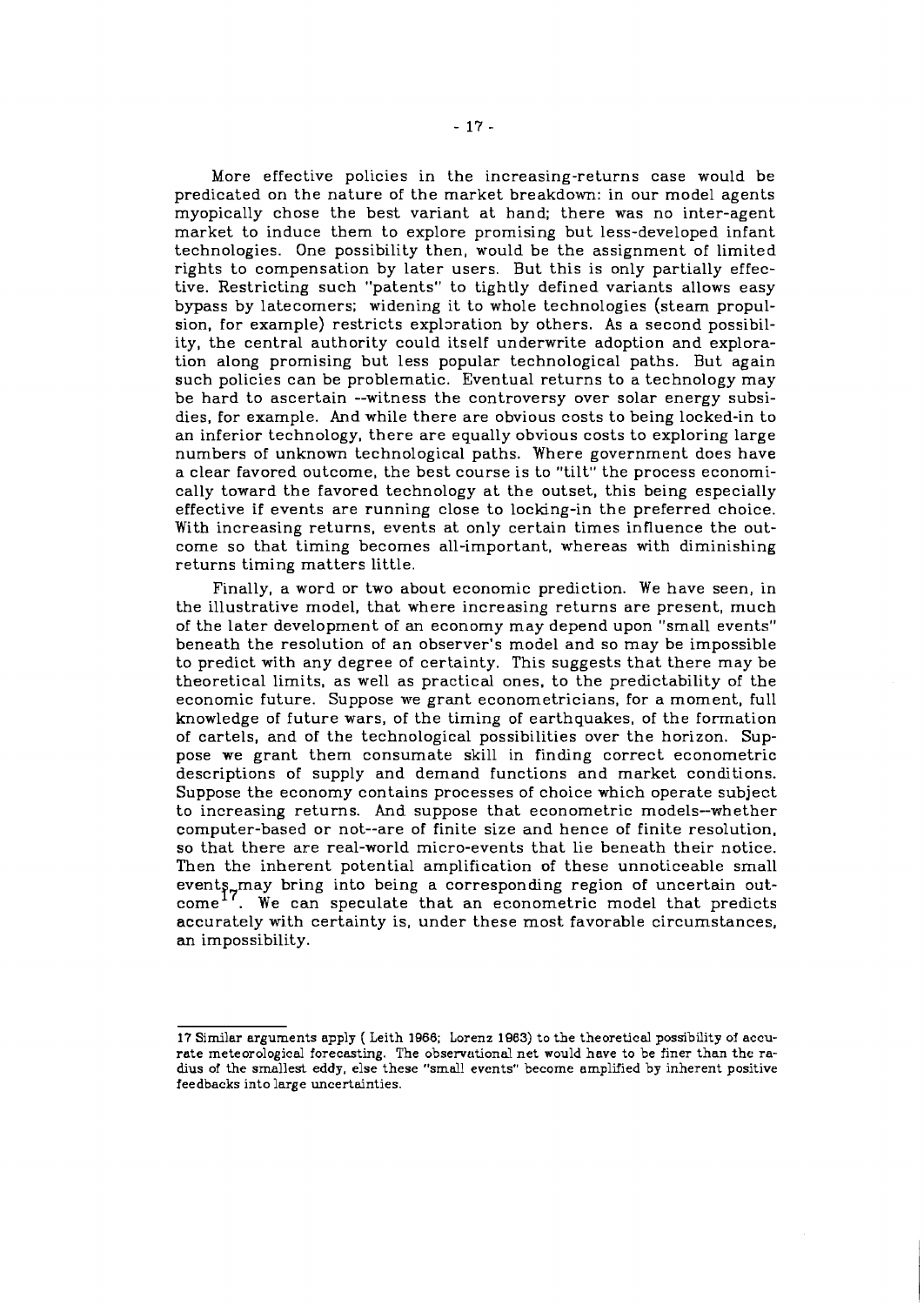More effective policies in the increasing-returns case would be predicated on the nature of the market breakdown: in our model agents myopically chose the best variant at hand; there was no inter-agent market to induce them to explore promising but less-developed infant technologies. One possibility then, would be the assignment of limited rights to compensation by later users. But this is only partially effective. Restricting such "patents" to tightly defined variants allows easy bypass by latecomers; widening it to whole technologies (steam propulsion, for example) restricts exploration by others. As a second possibility, the central authority could itself underwrite adoption and exploration along promising but less popular technological paths. But again such policies can be problematic. Eventual returns to a technology may be hard to ascertain --witness the controversy over solar energy subsidies, for example. And while there are obvious costs to being locked-in to an inferior technology, there are equally obvious costs to exploring large numbers of unknown technological paths. Where government does have a clear favored outcome, the best course is to "tilt" the process economically toward the favored technology at the outset, this being especially effective if events are running close to locking-in the preferred choice. With increasing returns, events at only certain times influence the outcome so that timing becomes all-important, whereas with diminishing returns timing matters little.

Finally, a word or two about economic prediction. We have seen, in the illustrative model, that where increasing returns are present, much of the later development of an economy may depend upon "small events" beneath the resolution of an observer's model and so may be impossible to predict with any degree of certainty. This suggests that there may be theoretical limits, as well as practical ones, to the predictability of the economic future. Suppose we grant econometricians, for a moment, full knowledge of future wars, of the timing of earthquakes, of the formation of cartels, and of the technological possibilities over the horizon. Suppose we grant them consumate skill in finding correct econometric descriptions of supply and demand functions and market conditions. Suppose the economy contains processes of choice which operate subject to increasing returns. And suppose that econometric models--whether computer-based or not--are of finite size and hence of finite resolution, so that there are real-world micro-events that lie beneath their notice. Then the inherent potential amplification of these unnoticeable small events may bring into being a corresponding region of uncertain outcome[17]. We can speculate that an econometric model that predicts accurately with certainty is, under these most favorable circumstances, an impossibility.

---

17 Similar arguments apply ( Leith 1966; Lorenz 1963) to the theoretical possibility of accurate meteorological forecasting. The observational net would have to be finer than the radius of the smallest eddy, else these "small events" become amplified by inherent positive feedbacks into large uncertainties.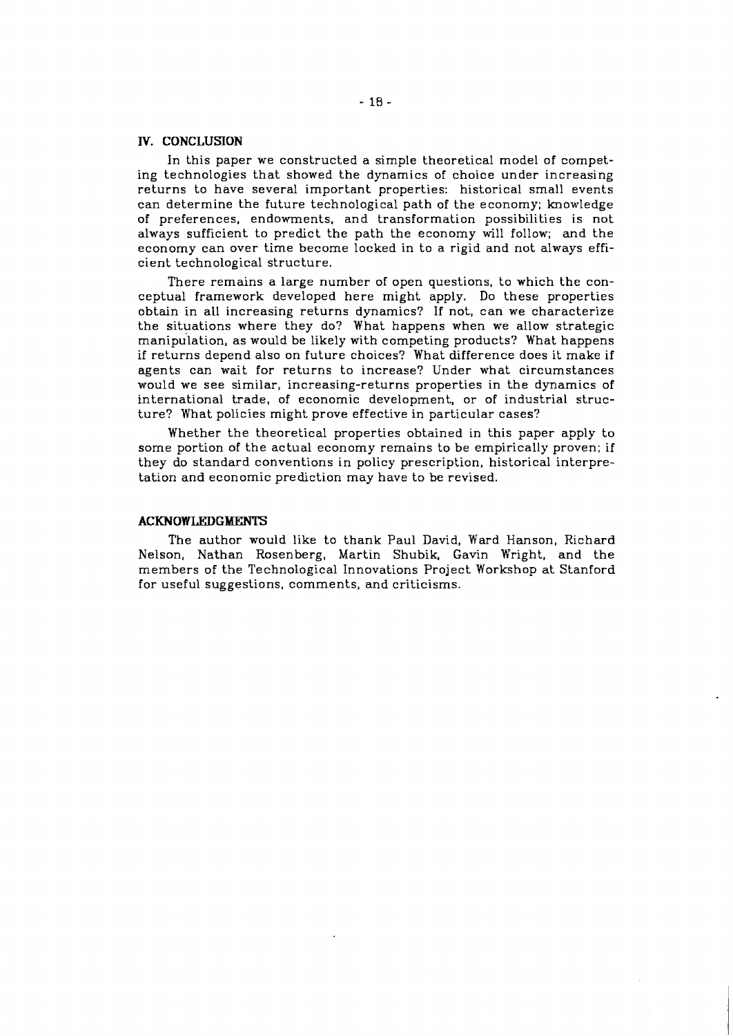## IV. CONCLUSION

In this paper we constructed a simple theoretical model of competing technologies that showed the dynamics of choice under increasing returns to have several important properties: historical small events can determine the future technological path of the economy; knowledge of preferences, endowments, and transformation possibilities is not always sufficient to predict the path the economy will follow; and the economy can over time become locked in to a rigid and not always efficient technological structure.

There remains a large number of open questions, to which the conceptual framework developed here might apply. Do these properties obtain in all increasing returns dynamics? If not, can we characterize the situations where they do? What happens when we allow strategic manipulation, as would be likely with competing products? What happens if returns depend also on future choices? What difference does it make if agents can wait for returns to increase? Under what circumstances would we see similar, increasing-returns properties in the dynamics of international trade, of economic development, or of industrial structure? What policies might prove effective in particular cases?

Whether the theoretical properties obtained in this paper apply to some portion of the actual economy remains to be empirically proven; if they do standard conventions in policy prescription, historical interpretation and economic prediction may have to be revised.

## ACKNOWLEDGMENTS

The author would like to thank Paul David, Ward Hanson, Richard Nelson, Nathan Rosenberg, Martin Shubik, Gavin Wright, and the members of the Technological Innovations Project Workshop at Stanford for useful suggestions, comments, and criticisms.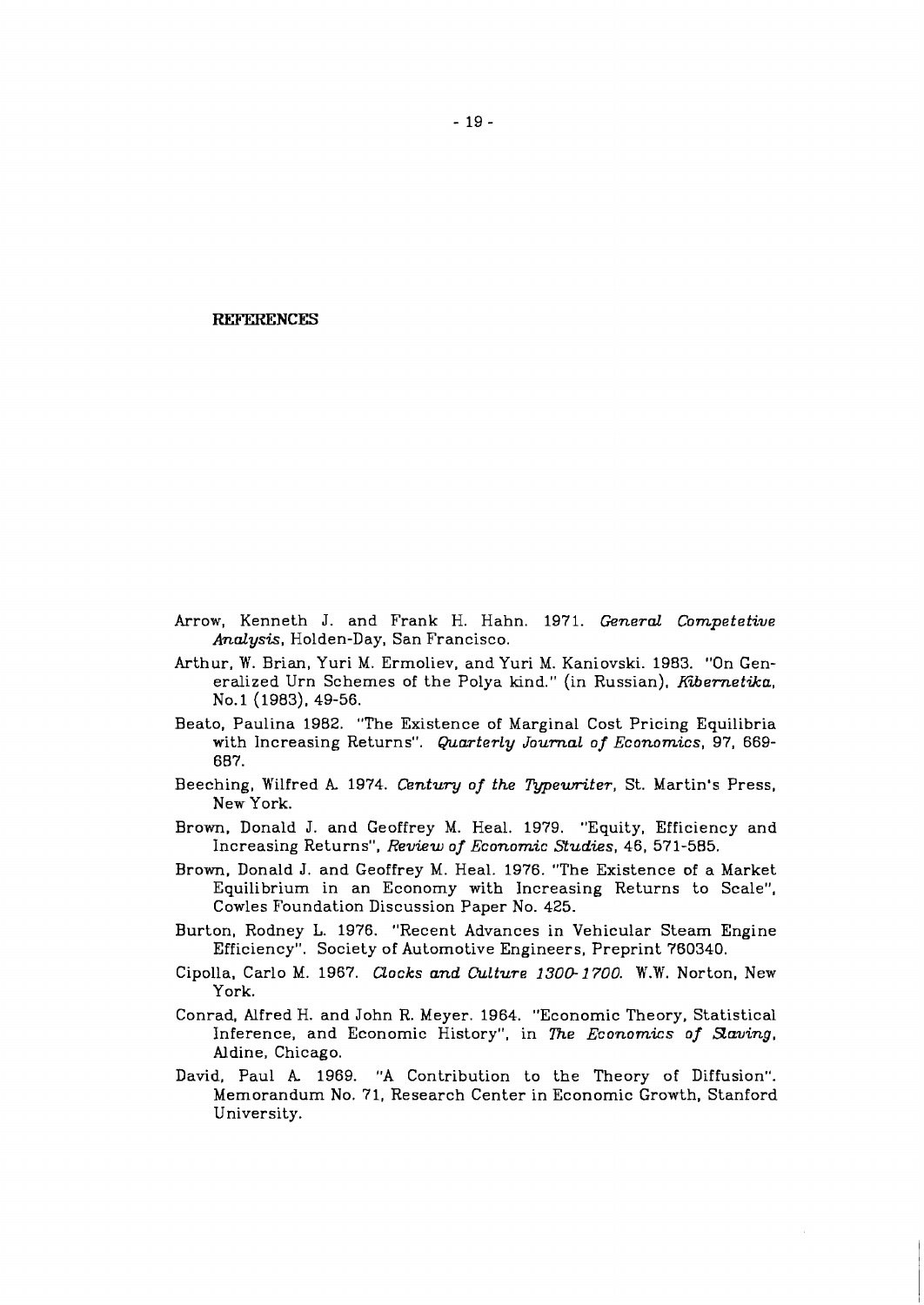## REFERENCES

Arrow, Kenneth J. and Frank H. Hahn. 1971. *General Competetive Analysis*, Holden-Day, San Francisco.

Arthur, W. Brian, Yuri M. Ermoliev, and Yuri M. Kaniovski. 1983. "On Generalized Urn Schemes of the Polya kind." (in Russian), *Kibernetika*, No.1 (1983), 49-56.

Beato, Paulina 1982. "The Existence of Marginal Cost Pricing Equilibria with Increasing Returns". *Quarterly Journal of Economics*, 97, 669-687.

Beeching, Wilfred A. 1974. *Century of the Typewriter*, St. Martin's Press, New York.

Brown, Donald J. and Geoffrey M. Heal. 1979. "Equity, Efficiency and Increasing Returns", *Review of Economic Studies*, 46, 571-585.

Brown, Donald J. and Geoffrey M. Heal. 1976. "The Existence of a Market Equilibrium in an Economy with Increasing Returns to Scale", Cowles Foundation Discussion Paper No. 425.

Burton, Rodney L. 1976. "Recent Advances in Vehicular Steam Engine Efficiency". Society of Automotive Engineers, Preprint 760340.

Cipolla, Carlo M. 1967. *Clocks and Culture 1300-1700*. W.W. Norton, New York.

Conrad, Alfred H. and John R. Meyer. 1964. "Economic Theory, Statistical Inference, and Economic History", in *The Economics of Slaving*, Aldine, Chicago.

David, Paul A. 1969. "A Contribution to the Theory of Diffusion". Memorandum No. 71, Research Center in Economic Growth, Stanford University.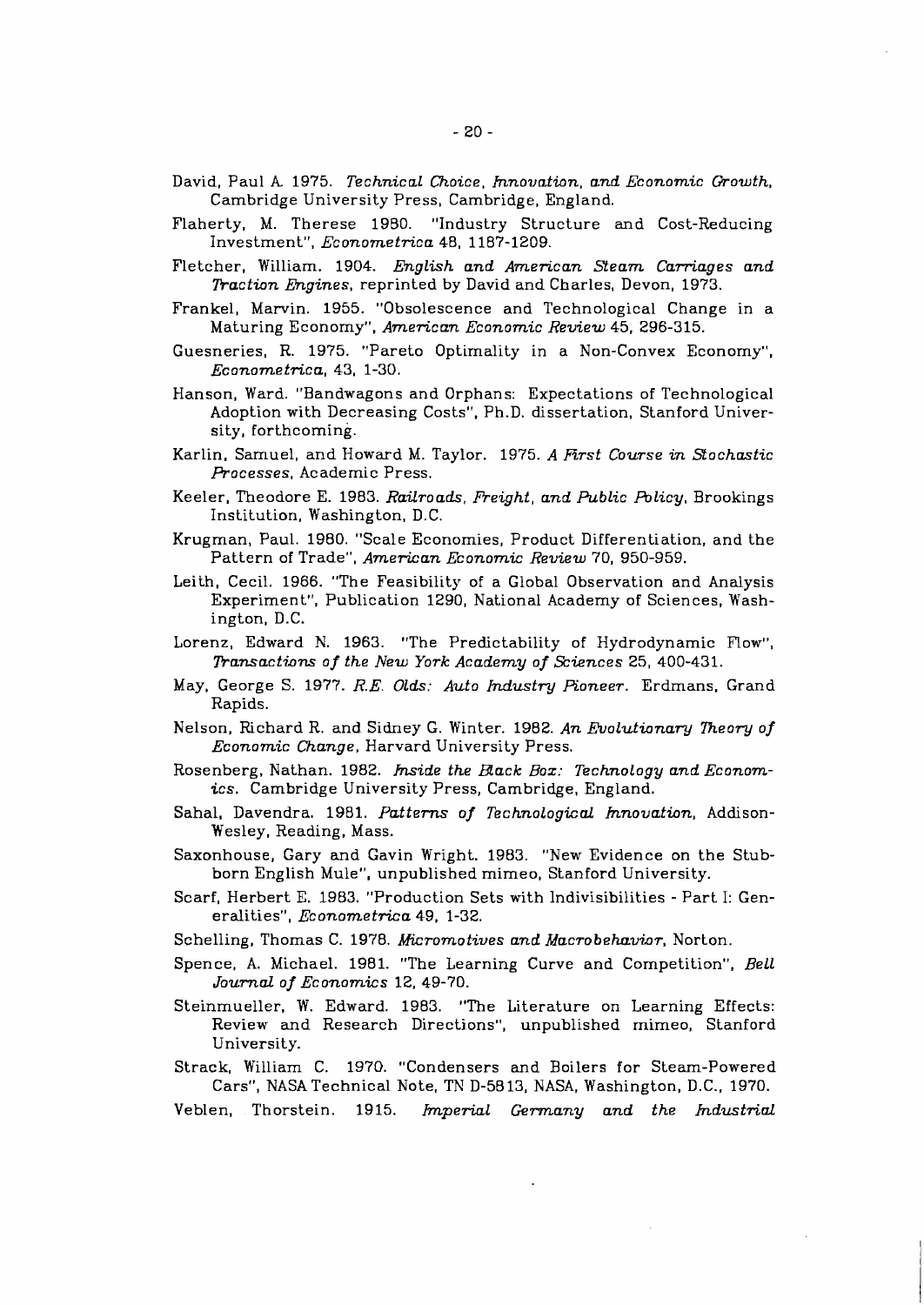David, Paul A. 1975. *Technical Choice, Innovation, and Economic Growth*, Cambridge University Press, Cambridge, England.

Flaherty, M. Therese 1980. "Industry Structure and Cost-Reducing Investment", *Econometrica* 48, 1187-1209.

Fletcher, William. 1904. *English and American Steam Carriages and Traction Engines*, reprinted by David and Charles, Devon, 1973.

Frankel, Marvin. 1955. "Obsolescence and Technological Change in a Maturing Economy", *American Economic Review* 45, 296-315.

Guesneries, R. 1975. "Pareto Optimality in a Non-Convex Economy", *Econometrica*, 43, 1-30.

Hanson, Ward. "Bandwagons and Orphans: Expectations of Technological Adoption with Decreasing Costs", Ph.D. dissertation, Stanford University, forthcoming.

Karlin, Samuel, and Howard M. Taylor. 1975. *A First Course in Stochastic Processes*, Academic Press.

Keeler, Theodore E. 1983. *Railroads, Freight, and Public Policy*, Brookings Institution, Washington, D.C.

Krugman, Paul. 1980. "Scale Economies, Product Differentiation, and the Pattern of Trade", *American Economic Review* 70, 950-959.

Leith, Cecil. 1966. "The Feasibility of a Global Observation and Analysis Experiment", Publication 1290, National Academy of Sciences, Washington, D.C.

Lorenz, Edward N. 1963. "The Predictability of Hydrodynamic Flow", *Transactions of the New York Academy of Sciences* 25, 400-431.

May, George S. 1977. *R.E. Olds: Auto Industry Pioneer*. Erdmans, Grand Rapids.

Nelson, Richard R. and Sidney G. Winter. 1982. *An Evolutionary Theory of Economic Change*, Harvard University Press.

Rosenberg, Nathan. 1982. *Inside the Black Box: Technology and Economics*. Cambridge University Press, Cambridge, England.

Sahal, Davendra. 1981. *Patterns of Technological Innovation*, Addison-Wesley, Reading, Mass.

Saxonhouse, Gary and Gavin Wright. 1983. "New Evidence on the Stubborn English Mule", unpublished mimeo, Stanford University.

Scarf, Herbert E. 1983. "Production Sets with Indivisibilities - Part I: Generalities", *Econometrica* 49, 1-32.

Schelling, Thomas C. 1978. *Micromotives and Macrobehavior*, Norton.

Spence, A. Michael. 1981. "The Learning Curve and Competition", *Bell Journal of Economics* 12, 49-70.

Steinmueller, W. Edward. 1983. "The Literature on Learning Effects: Review and Research Directions", unpublished mimeo, Stanford University.

Strack, William C. 1970. "Condensers and Boilers for Steam-Powered Cars", NASA Technical Note, TN D-5813, NASA, Washington, D.C., 1970.

Veblen, Thorstein. 1915. *Imperial Germany and the Industrial*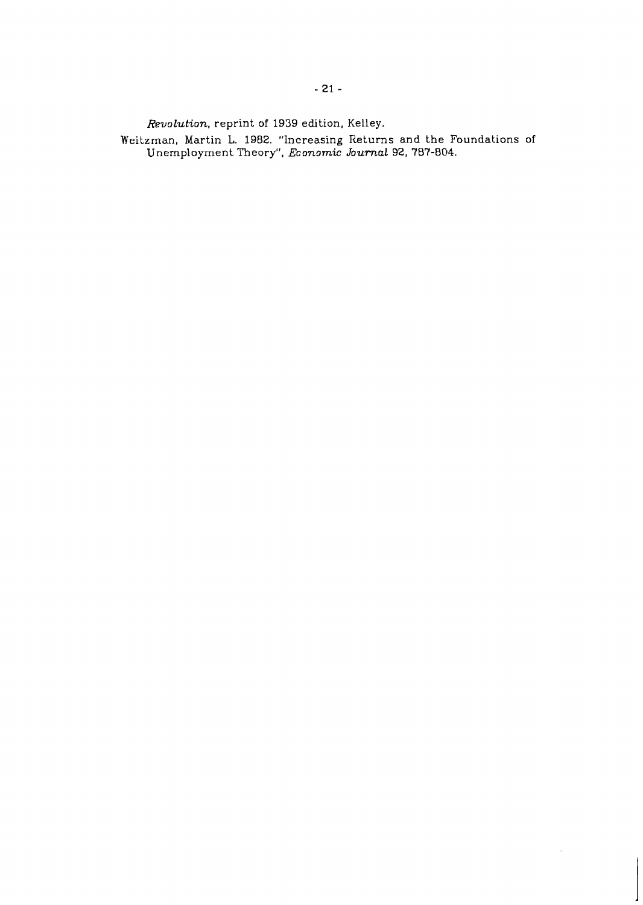*Revolution*, reprint of 1939 edition, Kelley.

Weitzman, Martin L. 1982. "Increasing Returns and the Foundations of Unemployment Theory", *Economic Journal* 92, 787-804.